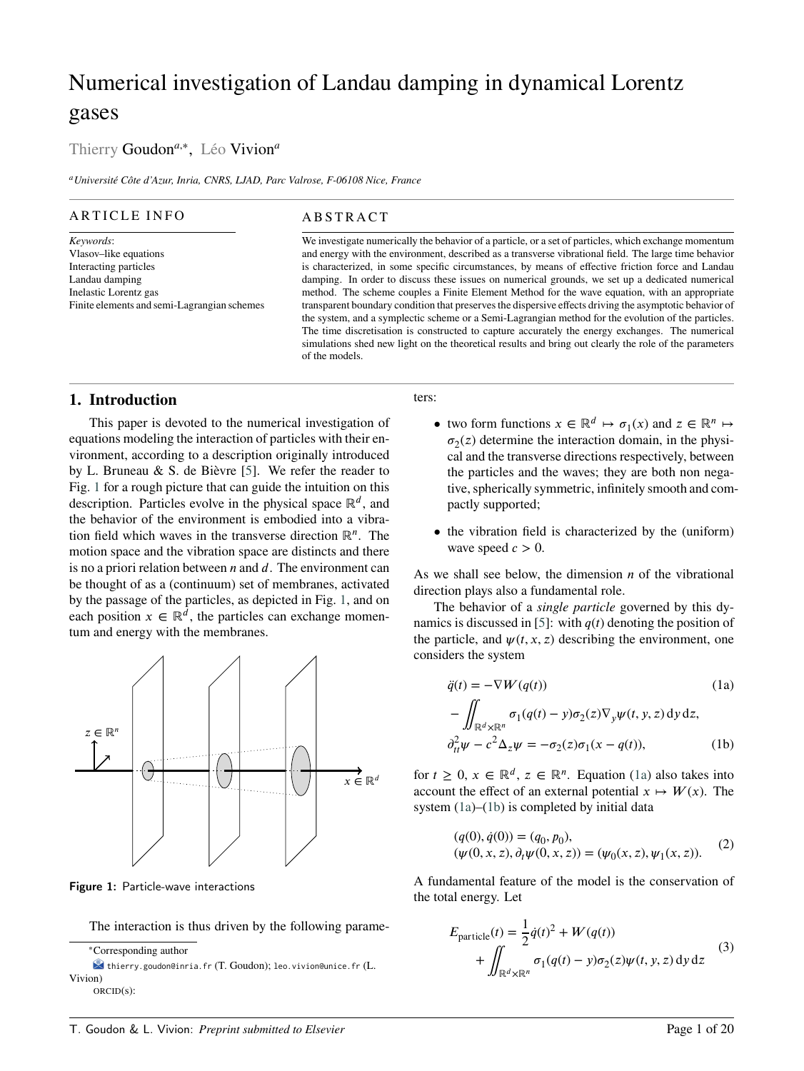# Numerical investigation of Landau damping in dynamical Lorentz gases

Thierry Goudon[a,*], Léo Vivion[a]

[a] Université Côte d'Azur, Inria, CNRS, LJAD, Parc Valrose, F-06108 Nice, France

## ARTICLE INFO

*Keywords*:
Vlasov–like equations
Interacting particles
Landau damping
Inelastic Lorentz gas
Finite elements and semi-Lagrangian schemes

## ABSTRACT

We investigate numerically the behavior of a particle, or a set of particles, which exchange momentum and energy with the environment, described as a transverse vibrational field. The large time behavior is characterized, in some specific circumstances, by means of effective friction force and Landau damping. In order to discuss these issues on numerical grounds, we set up a dedicated numerical method. The scheme couples a Finite Element Method for the wave equation, with an appropriate transparent boundary condition that preserves the dispersive effects driving the asymptotic behavior of the system, and a symplectic scheme or a Semi-Lagrangian method for the evolution of the particles. The time discretisation is constructed to capture accurately the energy exchanges. The numerical simulations shed new light on the theoretical results and bring out clearly the role of the parameters of the models.

## 1. Introduction

This paper is devoted to the numerical investigation of equations modeling the interaction of particles with their environment, according to a description originally introduced by L. Bruneau & S. de Bièvre [5]. We refer the reader to Fig. 1 for a rough picture that can guide the intuition on this description. Particles evolve in the physical space $\mathbb{R}^d$, and the behavior of the environment is embodied into a vibration field which waves in the transverse direction $\mathbb{R}^n$. The motion space and the vibration space are distincts and there is no a priori relation between $n$ and $d$. The environment can be thought of as a (continuum) set of membranes, activated by the passage of the particles, as depicted in Fig. 1, and on each position $x \in \mathbb{R}^d$, the particles can exchange momentum and energy with the membranes.

Figure 1: Particle-wave interactions

The interaction is thus driven by the following parameters:

- two form functions $x \in \mathbb{R}^d \mapsto \sigma_1(x)$ and $z \in \mathbb{R}^n \mapsto \sigma_2(z)$ determine the interaction domain, in the physical and the transverse directions respectively, between the particles and the waves; they are both non negative, spherically symmetric, infinitely smooth and compactly supported;
- the vibration field is characterized by the (uniform) wave speed $c > 0$.

As we shall see below, the dimension $n$ of the vibrational direction plays also a fundamental role.

The behavior of a *single particle* governed by this dynamics is discussed in [5]: with $q(t)$ denoting the position of the particle, and $\psi(t, x, z)$ describing the environment, one considers the system

$$
\ddot{q}(t) = -\nabla W(q(t)) - \iint_{\mathbb{R}^d\times\mathbb{R}^n} \sigma_1(q(t) - y)\sigma_2(z)\nabla_y \psi(t, y, z)\,\mathrm{d}y\,\mathrm{d}z, \tag{1a}
$$

$$
\partial^2_{tt}\psi - c^2\Delta_z\psi = -\sigma_2(z)\sigma_1(x - q(t)), \tag{1b}
$$

for $t \geq 0$, $x \in \mathbb{R}^d$, $z \in \mathbb{R}^n$. Equation (1a) also takes into account the effect of an external potential $x \mapsto W(x)$. The system (1a)–(1b) is completed by initial data

$$
\begin{aligned}
&(q(0), \dot{q}(0)) = (q_0, p_0),\\
&(\psi(0, x, z), \partial_t\psi(0, x, z)) = (\psi_0(x, z), \psi_1(x, z)).
\end{aligned} \tag{2}
$$

A fundamental feature of the model is the conservation of the total energy. Let

$$
E_{\text{particle}}(t) = \frac{1}{2}\dot{q}(t)^2 + W(q(t)) + \iint_{\mathbb{R}^d\times\mathbb{R}^n} \sigma_1(q(t) - y)\sigma_2(z)\psi(t, y, z)\,\mathrm{d}y\,\mathrm{d}z \tag{3}
$$

---

*Corresponding author

thierry.goudon@inria.fr (T. Goudon); leo.vivion@unice.fr (L. Vivion)

ORCID(s):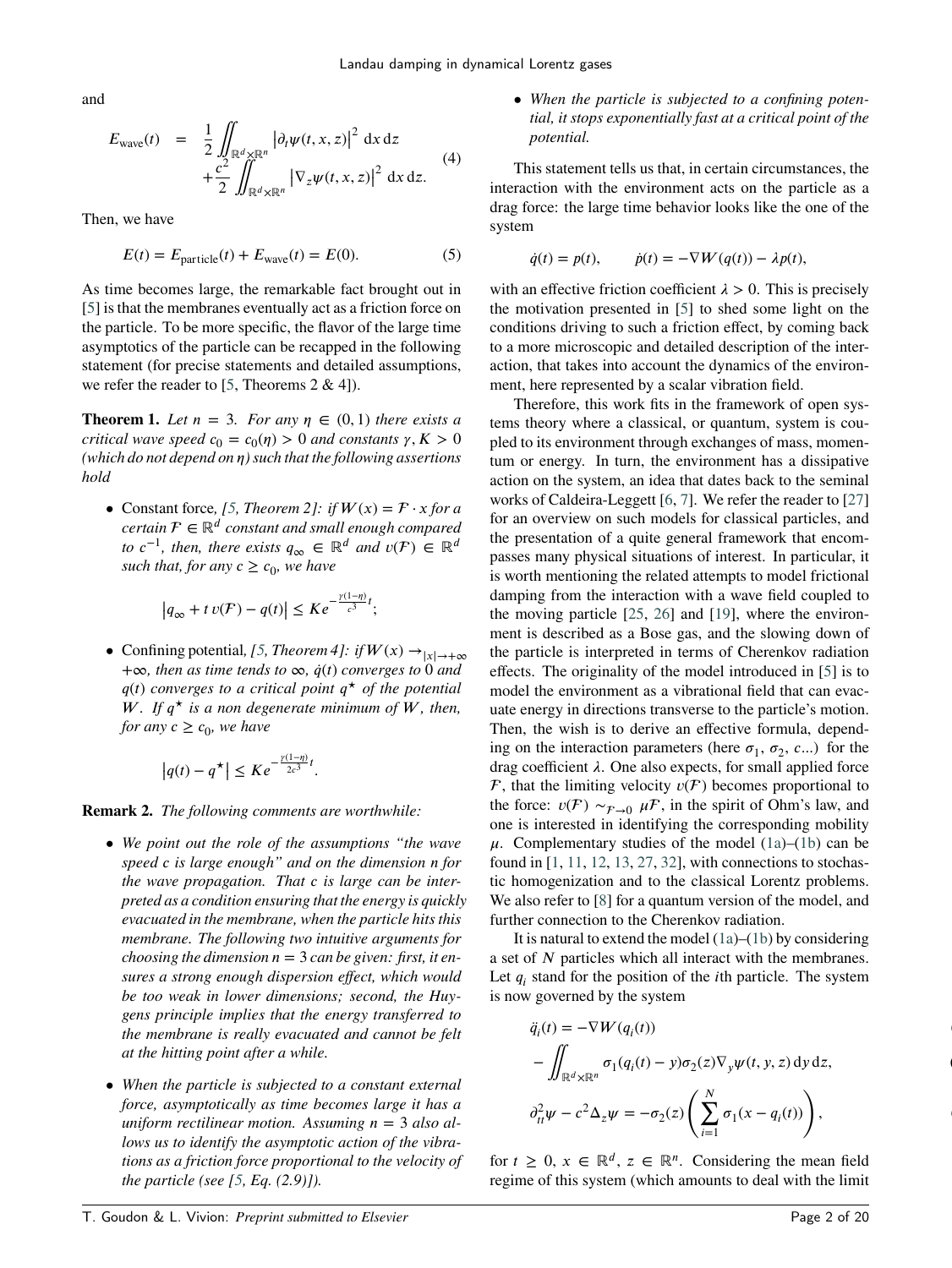and

$$
\begin{aligned}
E_{\mathrm{wave}}(t) &= \frac{1}{2}\iint_{\mathbb{R}^d\times\mathbb{R}^n} \left|\partial_t \psi(t,x,z)\right|^2 \,\mathrm{d}x\,\mathrm{d}z \\
&\quad + \frac{c^2}{2}\iint_{\mathbb{R}^d\times\mathbb{R}^n} \left|\nabla_z \psi(t,x,z)\right|^2 \,\mathrm{d}x\,\mathrm{d}z.
\end{aligned} \tag{4}
$$

Then, we have

$$
E(t) = E_{\mathrm{particle}}(t) + E_{\mathrm{wave}}(t) = E(0). \tag{5}
$$

As time becomes large, the remarkable fact brought out in [5] is that the membranes eventually act as a friction force on the particle. To be more specific, the flavor of the large time asymptotics of the particle can be recapped in the following statement (for precise statements and detailed assumptions, we refer the reader to [5, Theorems 2 & 4]).

**Theorem 1.** *Let $n = 3$. For any $\eta \in (0,1)$ there exists a critical wave speed $c_0 = c_0(\eta) > 0$ and constants $\gamma, K > 0$ (which do not depend on $\eta$) such that the following assertions hold*

- Constant force, *[5, Theorem 2]: if $W(x) = \mathcal{F}\cdot x$ for a certain $\mathcal{F} \in \mathbb{R}^d$ constant and small enough compared to $c^{-1}$, then, there exists $q_\infty \in \mathbb{R}^d$ and $v(\mathcal{F}) \in \mathbb{R}^d$ such that, for any $c \geq c_0$, we have*

$$
\left|q_\infty + t\, v(\mathcal{F}) - q(t)\right| \leq K e^{-\frac{\gamma(1-\eta)}{c^3}t};
$$

- Confining potential, *[5, Theorem 4]: if $W(x) \to_{|x|\to+\infty} +\infty$, then as time tends to $\infty$, $\dot{q}(t)$ converges to $0$ and $q(t)$ converges to a critical point $q^\star$ of the potential $W$. If $q^\star$ is a non degenerate minimum of $W$, then, for any $c \geq c_0$, we have*

$$
\left|q(t) - q^\star\right| \leq K e^{-\frac{\gamma(1-\eta)}{2c^3}t}.
$$

**Remark 2.** *The following comments are worthwhile:*

- *We point out the role of the assumptions "the wave speed $c$ is large enough" and on the dimension $n$ for the wave propagation. That $c$ is large can be interpreted as a condition ensuring that the energy is quickly evacuated in the membrane, when the particle hits this membrane. The following two intuitive arguments for choosing the dimension $n = 3$ can be given: first, it ensures a strong enough dispersion effect, which would be too weak in lower dimensions; second, the Huygens principle implies that the energy transferred to the membrane is really evacuated and cannot be felt at the hitting point after a while.*
- *When the particle is subjected to a constant external force, asymptotically as time becomes large it has a uniform rectilinear motion. Assuming $n = 3$ also allows us to identify the asymptotic action of the vibrations as a friction force proportional to the velocity of the particle (see [5, Eq. (2.9)]).*
- *When the particle is subjected to a confining potential, it stops exponentially fast at a critical point of the potential.*

This statement tells us that, in certain circumstances, the interaction with the environment acts on the particle as a drag force: the large time behavior looks like the one of the system

$$
\dot{q}(t) = p(t), \qquad \dot{p}(t) = -\nabla W(q(t)) - \lambda p(t),
$$

with an effective friction coefficient $\lambda > 0$. This is precisely the motivation presented in [5] to shed some light on the conditions driving to such a friction effect, by coming back to a more microscopic and detailed description of the interaction, that takes into account the dynamics of the environment, here represented by a scalar vibration field.

Therefore, this work fits in the framework of open systems theory where a classical, or quantum, system is coupled to its environment through exchanges of mass, momentum or energy. In turn, the environment has a dissipative action on the system, an idea that dates back to the seminal works of Caldeira-Leggett [6, 7]. We refer the reader to [27] for an overview on such models for classical particles, and the presentation of a quite general framework that encompasses many physical situations of interest. In particular, it is worth mentioning the related attempts to model frictional damping from the interaction with a wave field coupled to the moving particle [25, 26] and [19], where the environment is described as a Bose gas, and the slowing down of the particle is interpreted in terms of Cherenkov radiation effects. The originality of the model introduced in [5] is to model the environment as a vibrational field that can evacuate energy in directions transverse to the particle's motion. Then, the wish is to derive an effective formula, depending on the interaction parameters (here $\sigma_1$, $\sigma_2$, $c$...) for the drag coefficient $\lambda$. One also expects, for small applied force $\mathcal{F}$, that the limiting velocity $v(\mathcal{F})$ becomes proportional to the force: $v(\mathcal{F}) \sim_{\mathcal{F}\to 0} \mu\mathcal{F}$, in the spirit of Ohm's law, and one is interested in identifying the corresponding mobility $\mu$. Complementary studies of the model (1a)–(1b) can be found in [1, 11, 12, 13, 27, 32], with connections to stochastic homogenization and to the classical Lorentz problems. We also refer to [8] for a quantum version of the model, and further connection to the Cherenkov radiation.

It is natural to extend the model (1a)–(1b) by considering a set of $N$ particles which all interact with the membranes. Let $q_i$ stand for the position of the $i$th particle. The system is now governed by the system

$$
\begin{aligned}
\ddot{q}_i(t) &= -\nabla W(q_i(t)) \\
&\quad - \iint_{\mathbb{R}^d\times\mathbb{R}^n} \sigma_1(q_i(t)-y)\sigma_2(z)\nabla_y \psi(t,y,z)\,\mathrm{d}y\,\mathrm{d}z, \\
\partial^2_{tt}\psi - c^2\Delta_z \psi &= -\sigma_2(z)\left(\sum_{i=1}^N \sigma_1(x - q_i(t))\right),
\end{aligned}
$$

for $t \geq 0$, $x \in \mathbb{R}^d$, $z \in \mathbb{R}^n$. Considering the mean field regime of this system (which amounts to deal with the limit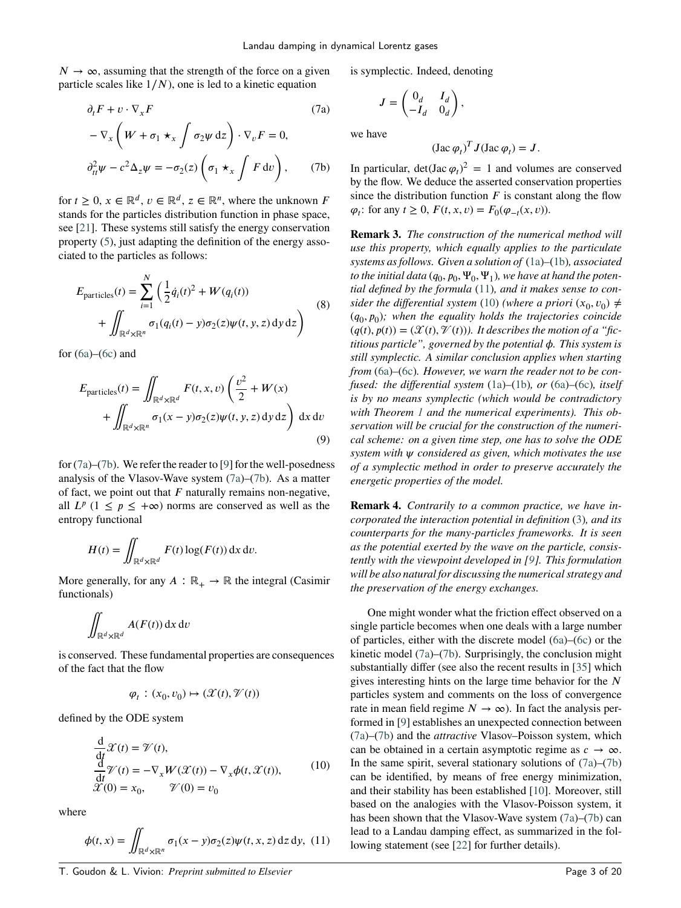$N \to \infty$, assuming that the strength of the force on a given particle scales like $1/N$), one is led to a kinetic equation

$$
\begin{aligned}
&\partial_t F + v \cdot \nabla_x F \qquad\qquad (7a)\\
&- \nabla_x \left( W + \sigma_1 \star_x \int \sigma_2 \psi \, \mathrm{d}z \right) \cdot \nabla_v F = 0,
\end{aligned}
$$

$$
\partial^2_{tt} \psi - c^2 \Delta_z \psi = -\sigma_2(z) \left( \sigma_1 \star_x \int F \, \mathrm{d}v \right), \qquad (7b)
$$

for $t \geq 0$, $x \in \mathbb{R}^d$, $v \in \mathbb{R}^d$, $z \in \mathbb{R}^n$, where the unknown $F$ stands for the particles distribution function in phase space, see [21]. These systems still satisfy the energy conservation property (5), just adapting the definition of the energy associated to the particles as follows:

$$
\begin{aligned}
E_{\text{particles}}(t) = \sum_{i=1}^{N} \Big( &\frac{1}{2} \dot{q}_i(t)^2 + W(q_i(t)) \\
&+ \iint_{\mathbb{R}^d \times \mathbb{R}^n} \sigma_1(q_i(t) - y) \sigma_2(z) \psi(t, y, z) \, \mathrm{d}y \, \mathrm{d}z \Big)
\end{aligned} \qquad (8)
$$

for (6a)–(6c) and

$$
\begin{aligned}
E_{\text{particles}}(t) = \iint_{\mathbb{R}^d \times \mathbb{R}^d} &F(t, x, v) \left( \frac{v^2}{2} + W(x) \right. \\
&\left. + \iint_{\mathbb{R}^d \times \mathbb{R}^n} \sigma_1(x - y) \sigma_2(z) \psi(t, y, z) \, \mathrm{d}y \, \mathrm{d}z \right) \mathrm{d}x \, \mathrm{d}v
\end{aligned} \qquad (9)
$$

for (7a)–(7b). We refer the reader to [9] for the well-posedness analysis of the Vlasov-Wave system (7a)–(7b). As a matter of fact, we point out that $F$ naturally remains non-negative, all $L^p$ ($1 \leq p \leq +\infty$) norms are conserved as well as the entropy functional

$$
H(t) = \iint_{\mathbb{R}^d \times \mathbb{R}^d} F(t) \log(F(t)) \, \mathrm{d}x \, \mathrm{d}v.
$$

More generally, for any $A : \mathbb{R}_+ \to \mathbb{R}$ the integral (Casimir functionals)

$$
\iint_{\mathbb{R}^d \times \mathbb{R}^d} A(F(t)) \, \mathrm{d}x \, \mathrm{d}v
$$

is conserved. These fundamental properties are consequences of the fact that the flow

$$
\varphi_t : (x_0, v_0) \mapsto (\mathscr{X}(t), \mathscr{V}(t))
$$

defined by the ODE system

$$
\begin{cases}
\dfrac{\mathrm{d}}{\mathrm{d}t} \mathscr{X}(t) = \mathscr{V}(t), \\[2mm]
\dfrac{\mathrm{d}}{\mathrm{d}t} \mathscr{V}(t) = -\nabla_x W(\mathscr{X}(t)) - \nabla_x \phi(t, \mathscr{X}(t)), \\[2mm]
\mathscr{X}(0) = x_0, \qquad \mathscr{V}(0) = v_0
\end{cases} \qquad (10)
$$

where

$$
\phi(t, x) = \iint_{\mathbb{R}^d \times \mathbb{R}^n} \sigma_1(x - y) \sigma_2(z) \psi(t, x, z) \, \mathrm{d}z \, \mathrm{d}y, \quad (11)
$$

is symplectic. Indeed, denoting

$$
J = \begin{pmatrix} 0_d & I_d \\ -I_d & 0_d \end{pmatrix},
$$

we have

$$
(\mathrm{Jac}\, \varphi_t)^T J (\mathrm{Jac}\, \varphi_t) = J.
$$

In particular, $\det(\mathrm{Jac}\, \varphi_t)^2 = 1$ and volumes are conserved by the flow. We deduce the asserted conservation properties since the distribution function $F$ is constant along the flow $\varphi_t$: for any $t \geq 0$, $F(t, x, v) = F_0(\varphi_{-t}(x, v))$.

**Remark 3.** *The construction of the numerical method will use this property, which equally applies to the particulate systems as follows. Given a solution of* (1a)–(1b)*, associated to the initial data* $(q_0, p_0, \Psi_0, \Psi_1)$*, we have at hand the potential defined by the formula* (11)*, and it makes sense to consider the differential system* (10) *(where a priori* $(x_0, v_0) \neq (q_0, p_0)$*); when the equality holds the trajectories coincide* $(q(t), p(t)) = (\mathscr{X}(t), \mathscr{V}(t))$*). It describes the motion of a "fictitious particle", governed by the potential* $\phi$*. This system is still symplectic. A similar conclusion applies when starting from* (6a)–(6c)*. However, we warn the reader not to be confused: the differential system* (1a)–(1b)*, or* (6a)–(6c)*, itself is by no means symplectic (which would be contradictory with Theorem 1 and the numerical experiments). This observation will be crucial for the construction of the numerical scheme: on a given time step, one has to solve the ODE system with* $\psi$ *considered as given, which motivates the use of a symplectic method in order to preserve accurately the energetic properties of the model.*

**Remark 4.** *Contrarily to a common practice, we have incorporated the interaction potential in definition* (3)*, and its counterparts for the many-particles frameworks. It is seen as the potential exerted by the wave on the particle, consistently with the viewpoint developed in [9]. This formulation will be also natural for discussing the numerical strategy and the preservation of the energy exchanges.*

One might wonder what the friction effect observed on a single particle becomes when one deals with a large number of particles, either with the discrete model (6a)–(6c) or the kinetic model (7a)–(7b). Surprisingly, the conclusion might substantially differ (see also the recent results in [35] which gives interesting hints on the large time behavior for the $N$ particles system and comments on the loss of convergence rate in mean field regime $N \to \infty$). In fact the analysis performed in [9] establishes an unexpected connection between (7a)–(7b) and the *attractive* Vlasov–Poisson system, which can be obtained in a certain asymptotic regime as $c \to \infty$. In the same spirit, several stationary solutions of (7a)–(7b) can be identified, by means of free energy minimization, and their stability has been established [10]. Moreover, still based on the analogies with the Vlasov-Poisson system, it has been shown that the Vlasov-Wave system (7a)–(7b) can lead to a Landau damping effect, as summarized in the following statement (see [22] for further details).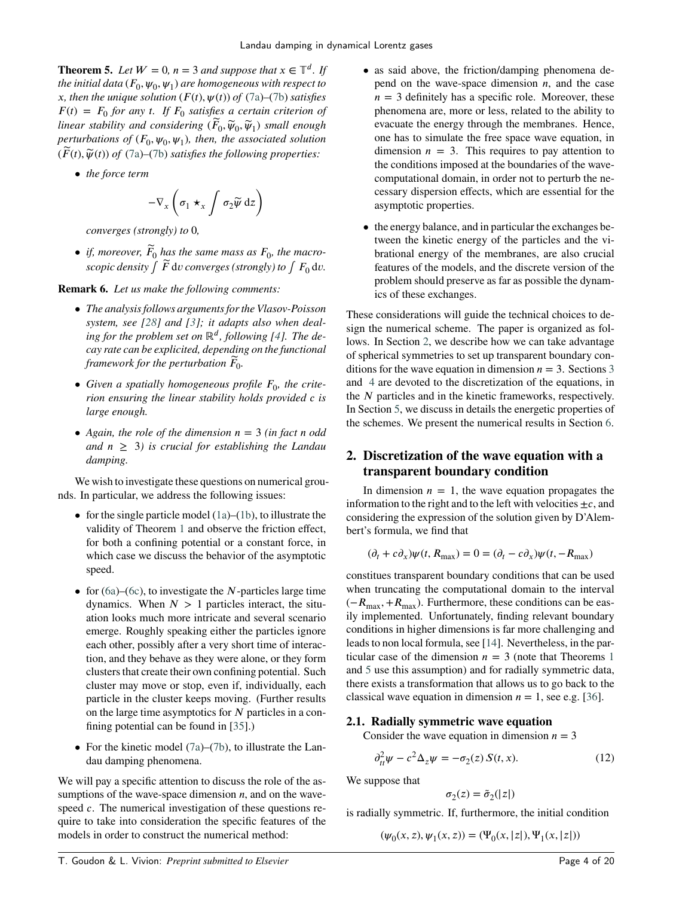**Theorem 5.** *Let $W = 0$, $n = 3$ and suppose that $x \in \mathbb{T}^d$. If the initial data $(F_0, \psi_0, \psi_1)$ are homogeneous with respect to $x$, then the unique solution $(F(t), \psi(t))$ of (7a)–(7b) satisfies $F(t) = F_0$ for any $t$. If $F_0$ satisfies a certain criterion of linear stability and considering $(\widetilde{F}_0, \widetilde{\psi}_0, \widetilde{\psi}_1)$ small enough perturbations of $(F_0, \psi_0, \psi_1)$, then, the associated solution $(\widetilde{F}(t), \widetilde{\psi}(t))$ of (7a)–(7b) satisfies the following properties:*

- *the force term*

$$-\nabla_x \left( \sigma_1 \star_x \int \sigma_2 \widetilde{\psi} \, \mathrm{d}z \right)$$

  *converges (strongly) to 0,*

- *if, moreover, $\widetilde{F}_0$ has the same mass as $F_0$, the macroscopic density $\int \widetilde{F} \, \mathrm{d}v$ converges (strongly) to $\int F_0 \, \mathrm{d}v$.*

**Remark 6.** *Let us make the following comments:*

- *The analysis follows arguments for the Vlasov-Poisson system, see [28] and [3]; it adapts also when dealing for the problem set on $\mathbb{R}^d$, following [4]. The decay rate can be explicited, depending on the functional framework for the perturbation $\widetilde{F}_0$.*
- *Given a spatially homogeneous profile $F_0$, the criterion ensuring the linear stability holds provided $c$ is large enough.*
- *Again, the role of the dimension $n = 3$ (in fact $n$ odd and $n \geq 3$) is crucial for establishing the Landau damping.*

We wish to investigate these questions on numerical grounds. In particular, we address the following issues:

- for the single particle model (1a)–(1b), to illustrate the validity of Theorem 1 and observe the friction effect, for both a confining potential or a constant force, in which case we discuss the behavior of the asymptotic speed.
- for (6a)–(6c), to investigate the $N$-particles large time dynamics. When $N > 1$ particles interact, the situation looks much more intricate and several scenario emerge. Roughly speaking either the particles ignore each other, possibly after a very short time of interaction, and they behave as they were alone, or they form clusters that create their own confining potential. Such cluster may move or stop, even if, individually, each particle in the cluster keeps moving. (Further results on the large time asymptotics for $N$ particles in a confining potential can be found in [35].)
- For the kinetic model (7a)–(7b), to illustrate the Landau damping phenomena.

We will pay a specific attention to discuss the role of the assumptions of the wave-space dimension $n$, and on the wave-speed $c$. The numerical investigation of these questions require to take into consideration the specific features of the models in order to construct the numerical method:

- as said above, the friction/damping phenomena depend on the wave-space dimension $n$, and the case $n = 3$ definitely has a specific role. Moreover, these phenomena are, more or less, related to the ability to evacuate the energy through the membranes. Hence, one has to simulate the free space wave equation, in dimension $n = 3$. This requires to pay attention to the conditions imposed at the boundaries of the wave-computational domain, in order not to perturb the necessary dispersion effects, which are essential for the asymptotic properties.
- the energy balance, and in particular the exchanges between the kinetic energy of the particles and the vibrational energy of the membranes, are also crucial features of the models, and the discrete version of the problem should preserve as far as possible the dynamics of these exchanges.

These considerations will guide the technical choices to design the numerical scheme. The paper is organized as follows. In Section 2, we describe how we can take advantage of spherical symmetries to set up transparent boundary conditions for the wave equation in dimension $n = 3$. Sections 3 and 4 are devoted to the discretization of the equations, in the $N$ particles and in the kinetic frameworks, respectively. In Section 5, we discuss in details the energetic properties of the schemes. We present the numerical results in Section 6.

## 2. Discretization of the wave equation with a transparent boundary condition

In dimension $n = 1$, the wave equation propagates the information to the right and to the left with velocities $\pm c$, and considering the expression of the solution given by D'Alembert's formula, we find that

$$(\partial_t + c\partial_x)\psi(t, R_{\max}) = 0 = (\partial_t - c\partial_x)\psi(t, -R_{\max})$$

constitues transparent boundary conditions that can be used when truncating the computational domain to the interval $(-R_{\max}, +R_{\max})$. Furthermore, these conditions can be easily implemented. Unfortunately, finding relevant boundary conditions in higher dimensions is far more challenging and leads to non local formula, see [14]. Nevertheless, in the particular case of the dimension $n = 3$ (note that Theorems 1 and 5 use this assumption) and for radially symmetric data, there exists a transformation that allows us to go back to the classical wave equation in dimension $n = 1$, see e.g. [36].

### 2.1. Radially symmetric wave equation

Consider the wave equation in dimension $n = 3$

$$\partial^2_{tt}\psi - c^2 \Delta_z \psi = -\sigma_2(z)\, S(t, x). \tag{12}$$

We suppose that

$$\sigma_2(z) = \tilde{\sigma}_2(|z|)$$

is radially symmetric. If, furthermore, the initial condition

$$(\psi_0(x, z), \psi_1(x, z)) = (\Psi_0(x, |z|), \Psi_1(x, |z|))$$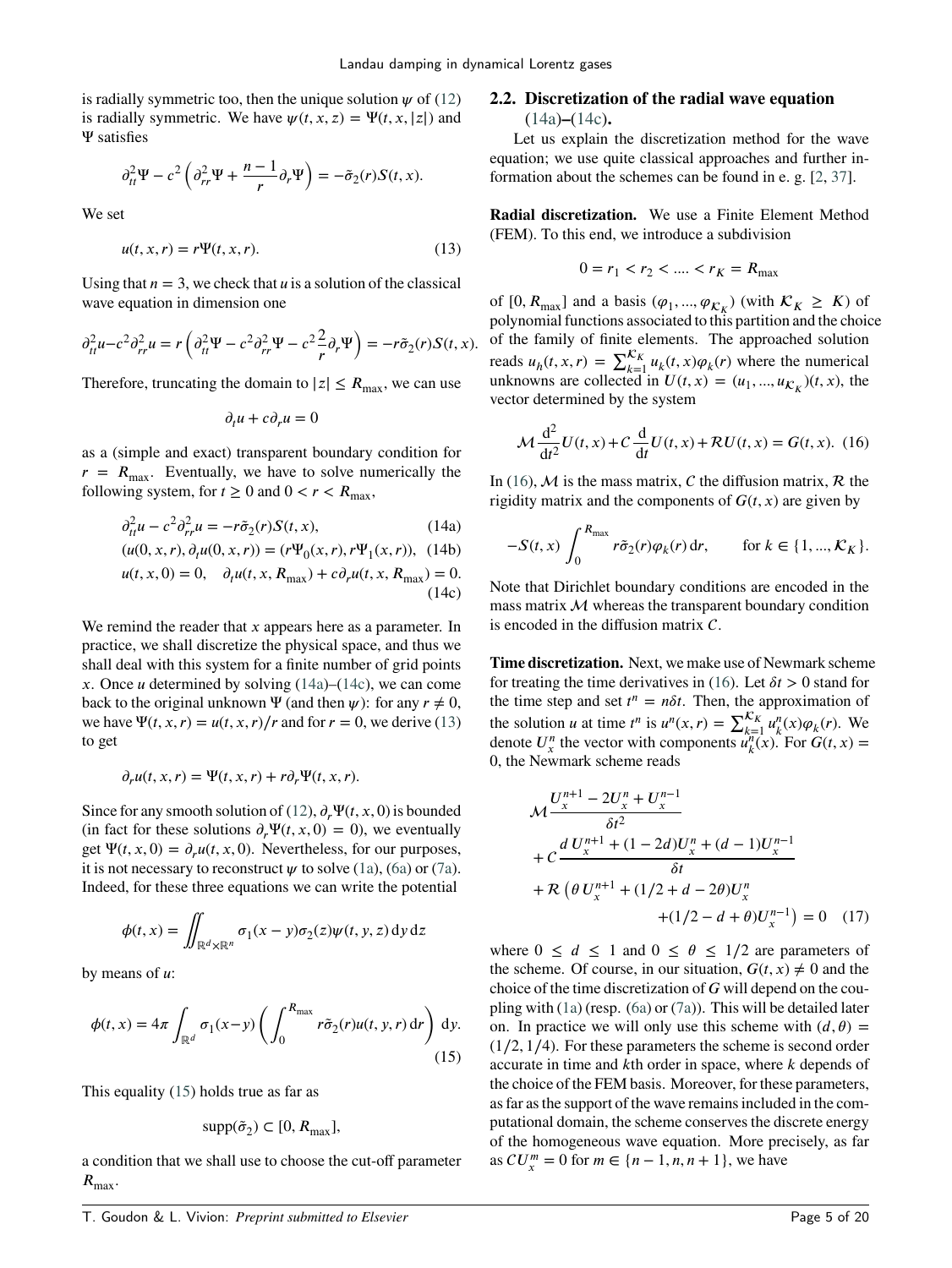is radially symmetric too, then the unique solution $\psi$ of (12) is radially symmetric. We have $\psi(t,x,z) = \Psi(t,x,|z|)$ and $\Psi$ satisfies

$$\partial^2_{tt}\Psi - c^2\left(\partial^2_{rr}\Psi + \frac{n-1}{r}\partial_r\Psi\right) = -\tilde{\sigma}_2(r)S(t,x).$$

We set

$$u(t,x,r) = r\Psi(t,x,r). \tag{13}$$

Using that $n=3$, we check that $u$ is a solution of the classical wave equation in dimension one

$$\partial^2_{tt}u - c^2\partial^2_{rr}u = r\left(\partial^2_{tt}\Psi - c^2\partial^2_{rr}\Psi - c^2\frac{2}{r}\partial_r\Psi\right) = -r\tilde{\sigma}_2(r)S(t,x).$$

Therefore, truncating the domain to $|z| \le R_{\max}$, we can use

$$\partial_t u + c\partial_r u = 0$$

as a (simple and exact) transparent boundary condition for $r = R_{\max}$. Eventually, we have to solve numerically the following system, for $t \ge 0$ and $0 < r < R_{\max}$,

$$\partial^2_{tt}u - c^2\partial^2_{rr}u = -r\tilde{\sigma}_2(r)S(t,x), \tag{14a}$$

$$(u(0,x,r), \partial_t u(0,x,r)) = (r\Psi_0(x,r), r\Psi_1(x,r)), \tag{14b}$$

$$u(t,x,0) = 0, \quad \partial_t u(t,x,R_{\max}) + c\partial_r u(t,x,R_{\max}) = 0. \tag{14c}$$

We remind the reader that $x$ appears here as a parameter. In practice, we shall discretize the physical space, and thus we shall deal with this system for a finite number of grid points $x$. Once $u$ determined by solving (14a)–(14c), we can come back to the original unknown $\Psi$ (and then $\psi$): for any $r \ne 0$, we have $\Psi(t,x,r) = u(t,x,r)/r$ and for $r=0$, we derive (13) to get

$$\partial_r u(t,x,r) = \Psi(t,x,r) + r\partial_r\Psi(t,x,r).$$

Since for any smooth solution of (12), $\partial_r\Psi(t,x,0)$ is bounded (in fact for these solutions $\partial_r\Psi(t,x,0) = 0$), we eventually get $\Psi(t,x,0) = \partial_r u(t,x,0)$. Nevertheless, for our purposes, it is not necessary to reconstruct $\psi$ to solve (1a), (6a) or (7a). Indeed, for these three equations we can write the potential

$$\phi(t,x) = \iint_{\mathbb{R}^d\times\mathbb{R}^n} \sigma_1(x-y)\sigma_2(z)\psi(t,y,z)\,\mathrm{d}y\,\mathrm{d}z$$

by means of $u$:

$$\phi(t,x) = 4\pi\int_{\mathbb{R}^d}\sigma_1(x-y)\left(\int_0^{R_{\max}} r\tilde{\sigma}_2(r)u(t,y,r)\,\mathrm{d}r\right)\,\mathrm{d}y. \tag{15}$$

This equality (15) holds true as far as

$$\mathrm{supp}(\tilde{\sigma}_2) \subset [0, R_{\max}],$$

a condition that we shall use to choose the cut-off parameter $R_{\max}$.

## 2.2. Discretization of the radial wave equation (14a)–(14c).

Let us explain the discretization method for the wave equation; we use quite classical approaches and further information about the schemes can be found in e. g. [2, 37].

**Radial discretization.** We use a Finite Element Method (FEM). To this end, we introduce a subdivision

$$0 = r_1 < r_2 < \dots < r_K = R_{\max}$$

of $[0, R_{\max}]$ and a basis $(\varphi_1, \dots, \varphi_{\mathcal{K}_K})$ (with $\mathcal{K}_K \ge K$) of polynomial functions associated to this partition and the choice of the family of finite elements. The approached solution reads $u_h(t,x,r) = \sum_{k=1}^{\mathcal{K}_K} u_k(t,x)\varphi_k(r)$ where the numerical unknowns are collected in $U(t,x) = (u_1, \dots, u_{\mathcal{K}_K})(t,x)$, the vector determined by the system

$$\mathcal{M}\frac{\mathrm{d}^2}{\mathrm{d}t^2}U(t,x) + \mathcal{C}\frac{\mathrm{d}}{\mathrm{d}t}U(t,x) + \mathcal{R}U(t,x) = G(t,x). \tag{16}$$

In (16), $\mathcal{M}$ is the mass matrix, $\mathcal{C}$ the diffusion matrix, $\mathcal{R}$ the rigidity matrix and the components of $G(t,x)$ are given by

$$-S(t,x)\int_0^{R_{\max}} r\tilde{\sigma}_2(r)\varphi_k(r)\,\mathrm{d}r, \qquad \text{for } k \in \{1, \dots, \mathcal{K}_K\}.$$

Note that Dirichlet boundary conditions are encoded in the mass matrix $\mathcal{M}$ whereas the transparent boundary condition is encoded in the diffusion matrix $\mathcal{C}$.

**Time discretization.** Next, we make use of Newmark scheme for treating the time derivatives in (16). Let $\delta t > 0$ stand for the time step and set $t^n = n\delta t$. Then, the approximation of the solution $u$ at time $t^n$ is $u^n(x,r) = \sum_{k=1}^{\mathcal{K}_K} u_k^n(x)\varphi_k(r)$. We denote $U_x^n$ the vector with components $u_k^n(x)$. For $G(t,x) = 0$, the Newmark scheme reads

$$\begin{aligned}
&\mathcal{M}\frac{U_x^{n+1} - 2U_x^n + U_x^{n-1}}{\delta t^2} \\
&+ \mathcal{C}\frac{d\,U_x^{n+1} + (1-2d)U_x^n + (d-1)U_x^{n-1}}{\delta t} \\
&+ \mathcal{R}\left(\theta\,U_x^{n+1} + (1/2 + d - 2\theta)U_x^n\right. \\
&\qquad\qquad \left.+ (1/2 - d + \theta)U_x^{n-1}\right) = 0
\end{aligned} \tag{17}$$

where $0 \le d \le 1$ and $0 \le \theta \le 1/2$ are parameters of the scheme. Of course, in our situation, $G(t,x) \ne 0$ and the choice of the time discretization of $G$ will depend on the coupling with (1a) (resp. (6a) or (7a)). This will be detailed later on. In practice we will only use this scheme with $(d,\theta) = (1/2, 1/4)$. For these parameters the scheme is second order accurate in time and $k$th order in space, where $k$ depends of the choice of the FEM basis. Moreover, for these parameters, as far as the support of the wave remains included in the computational domain, the scheme conserves the discrete energy of the homogeneous wave equation. More precisely, as far as $\mathcal{C}U_x^m = 0$ for $m \in \{n-1, n, n+1\}$, we have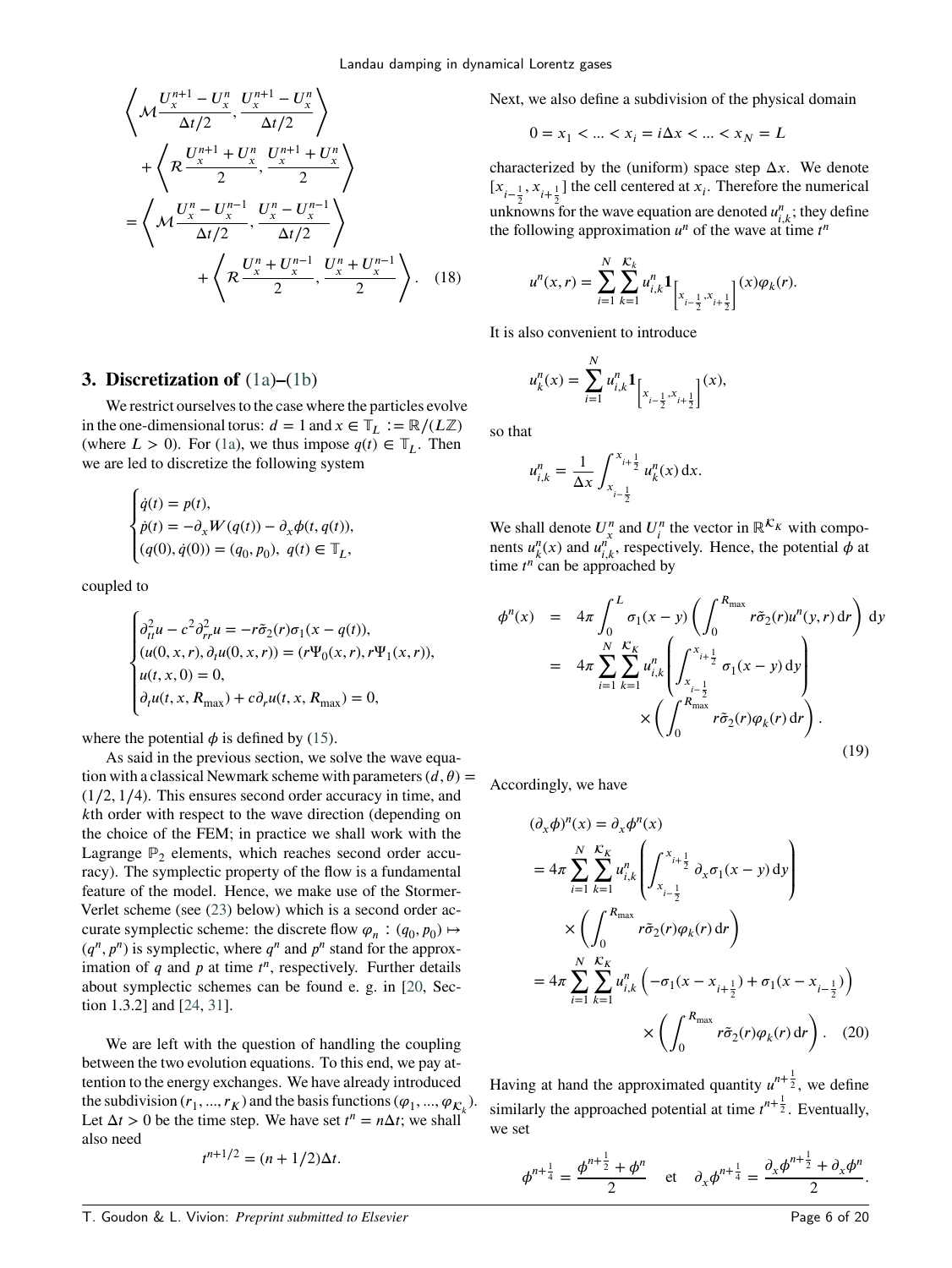$$
\left\langle \mathcal{M}\frac{U_x^{n+1}-U_x^n}{\Delta t/2}, \frac{U_x^{n+1}-U_x^n}{\Delta t/2}\right\rangle + \left\langle \mathcal{R}\frac{U_x^{n+1}+U_x^n}{2}, \frac{U_x^{n+1}+U_x^n}{2}\right\rangle = \left\langle \mathcal{M}\frac{U_x^{n}-U_x^{n-1}}{\Delta t/2}, \frac{U_x^{n}-U_x^{n-1}}{\Delta t/2}\right\rangle + \left\langle \mathcal{R}\frac{U_x^{n}+U_x^{n-1}}{2}, \frac{U_x^{n}+U_x^{n-1}}{2}\right\rangle. \quad (18)
$$

## 3. Discretization of (1a)–(1b)

We restrict ourselves to the case where the particles evolve in the one-dimensional torus: $d = 1$ and $x \in \mathbb{T}_L := \mathbb{R}/(L\mathbb{Z})$ (where $L > 0$). For (1a), we thus impose $q(t) \in \mathbb{T}_L$. Then we are led to discretize the following system

$$
\begin{cases}
\dot{q}(t) = p(t),\\
\dot{p}(t) = -\partial_x W(q(t)) - \partial_x \phi(t, q(t)),\\
(q(0), \dot{q}(0)) = (q_0, p_0),\ q(t) \in \mathbb{T}_L,
\end{cases}
$$

coupled to

$$
\begin{cases}
\partial^2_{tt} u - c^2 \partial^2_{rr} u = -r\tilde{\sigma}_2(r)\sigma_1(x - q(t)),\\
(u(0, x, r), \partial_t u(0, x, r)) = (r\Psi_0(x, r), r\Psi_1(x, r)),\\
u(t, x, 0) = 0,\\
\partial_t u(t, x, R_{\max}) + c\partial_r u(t, x, R_{\max}) = 0,
\end{cases}
$$

where the potential $\phi$ is defined by (15).

As said in the previous section, we solve the wave equation with a classical Newmark scheme with parameters $(d, \theta) = (1/2, 1/4)$. This ensures second order accuracy in time, and $k$th order with respect to the wave direction (depending on the choice of the FEM; in practice we shall work with the Lagrange $\mathbb{P}_2$ elements, which reaches second order accuracy). The symplectic property of the flow is a fundamental feature of the model. Hence, we make use of the Stormer-Verlet scheme (see (23) below) which is a second order accurate symplectic scheme: the discrete flow $\varphi_n : (q_0, p_0) \mapsto (q^n, p^n)$ is symplectic, where $q^n$ and $p^n$ stand for the approximation of $q$ and $p$ at time $t^n$, respectively. Further details about symplectic schemes can be found e. g. in [20, Section 1.3.2] and [24, 31].

We are left with the question of handling the coupling between the two evolution equations. To this end, we pay attention to the energy exchanges. We have already introduced the subdivision $(r_1, ..., r_K)$ and the basis functions $(\varphi_1, ..., \varphi_{\mathcal{K}_k})$. Let $\Delta t > 0$ be the time step. We have set $t^n = n\Delta t$; we shall also need

$$
t^{n+1/2} = (n + 1/2)\Delta t.
$$

Next, we also define a subdivision of the physical domain

$$
0 = x_1 < ... < x_i = i\Delta x < ... < x_N = L
$$

characterized by the (uniform) space step $\Delta x$. We denote $[x_{i-\frac{1}{2}}, x_{i+\frac{1}{2}}]$ the cell centered at $x_i$. Therefore the numerical unknowns for the wave equation are denoted $u^n_{i,k}$; they define the following approximation $u^n$ of the wave at time $t^n$

$$
u^n(x, r) = \sum_{i=1}^{N} \sum_{k=1}^{\mathcal{K}_k} u^n_{i,k} \mathbf{1}_{\left[x_{i-\frac{1}{2}}, x_{i+\frac{1}{2}}\right]}(x)\varphi_k(r).
$$

It is also convenient to introduce

$$
u^n_k(x) = \sum_{i=1}^{N} u^n_{i,k} \mathbf{1}_{\left[x_{i-\frac{1}{2}}, x_{i+\frac{1}{2}}\right]}(x),
$$

so that

$$
u^n_{i,k} = \frac{1}{\Delta x}\int_{x_{i-\frac{1}{2}}}^{x_{i+\frac{1}{2}}} u^n_k(x)\,\mathrm{d}x.
$$

We shall denote $U^n_x$ and $U^n_i$ the vector in $\mathbb{R}^{\mathcal{K}_K}$ with components $u^n_k(x)$ and $u^n_{i,k}$, respectively. Hence, the potential $\phi$ at time $t^n$ can be approached by

$$
\begin{aligned}
\phi^n(x) &= 4\pi \int_0^L \sigma_1(x - y)\left(\int_0^{R_{\max}} r\tilde{\sigma}_2(r) u^n(y, r)\,\mathrm{d}r\right)\mathrm{d}y\\
&= 4\pi \sum_{i=1}^{N}\sum_{k=1}^{\mathcal{K}_K} u^n_{i,k}\left(\int_{x_{i-\frac{1}{2}}}^{x_{i+\frac{1}{2}}} \sigma_1(x - y)\,\mathrm{d}y\right)\\
&\qquad \times \left(\int_0^{R_{\max}} r\tilde{\sigma}_2(r)\varphi_k(r)\,\mathrm{d}r\right).
\end{aligned} \quad (19)
$$

Accordingly, we have

$$
\begin{aligned}
(\partial_x\phi)^n(x) &= \partial_x \phi^n(x)\\
&= 4\pi \sum_{i=1}^{N}\sum_{k=1}^{\mathcal{K}_K} u^n_{i,k}\left(\int_{x_{i-\frac{1}{2}}}^{x_{i+\frac{1}{2}}} \partial_x\sigma_1(x - y)\,\mathrm{d}y\right)\\
&\qquad \times \left(\int_0^{R_{\max}} r\tilde{\sigma}_2(r)\varphi_k(r)\,\mathrm{d}r\right)\\
&= 4\pi \sum_{i=1}^{N}\sum_{k=1}^{\mathcal{K}_K} u^n_{i,k}\left(-\sigma_1(x - x_{i+\frac{1}{2}}) + \sigma_1(x - x_{i-\frac{1}{2}})\right)\\
&\qquad \times \left(\int_0^{R_{\max}} r\tilde{\sigma}_2(r)\varphi_k(r)\,\mathrm{d}r\right).
\end{aligned} \quad (20)
$$

Having at hand the approximated quantity $u^{n+\frac{1}{2}}$, we define similarly the approached potential at time $t^{n+\frac{1}{2}}$. Eventually, we set

$$
\phi^{n+\frac{1}{4}} = \frac{\phi^{n+\frac{1}{2}} + \phi^n}{2} \quad \text{et} \quad \partial_x\phi^{n+\frac{1}{4}} = \frac{\partial_x\phi^{n+\frac{1}{2}} + \partial_x\phi^n}{2}.
$$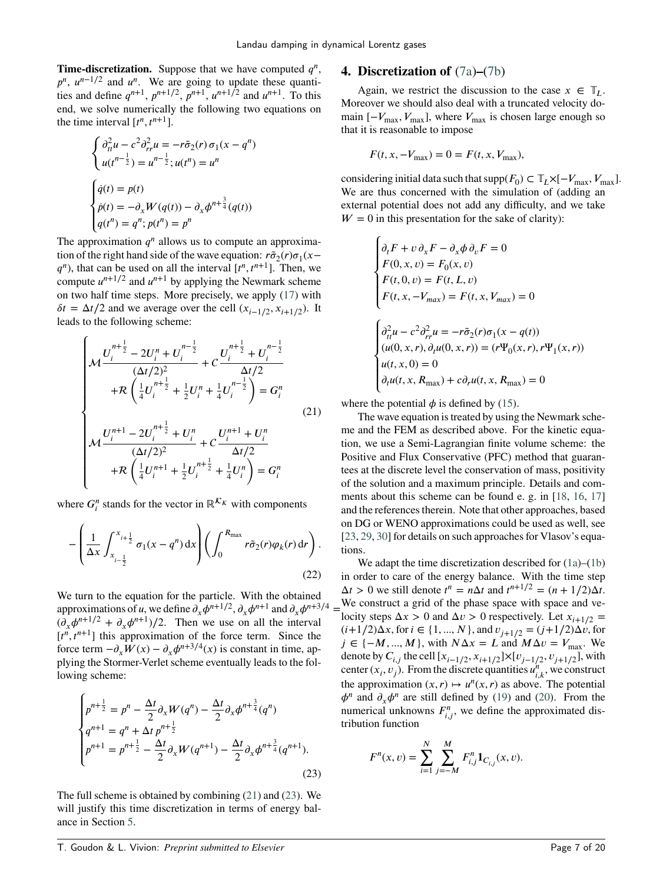**Time-discretization.** Suppose that we have computed $q^n$, $p^n$, $u^{n-1/2}$ and $u^n$. We are going to update these quantities and define $q^{n+1}$, $p^{n+1/2}$, $p^{n+1}$, $u^{n+1/2}$ and $u^{n+1}$. To this end, we solve numerically the following two equations on the time interval $[t^n, t^{n+1}]$.

$$
\begin{cases}
\partial^2_{tt} u - c^2 \partial^2_{rr} u = -r\tilde{\sigma}_2(r)\,\sigma_1(x-q^n) \\
u(t^{n-\frac{1}{2}}) = u^{n-\frac{1}{2}};\, u(t^n) = u^n
\end{cases}
$$

$$
\begin{cases}
\dot{q}(t) = p(t) \\
\dot{p}(t) = -\partial_x W(q(t)) - \partial_x \phi^{n+\frac{3}{4}}(q(t)) \\
q(t^n) = q^n;\, p(t^n) = p^n
\end{cases}
$$

The approximation $q^n$ allows us to compute an approximation of the right hand side of the wave equation: $r\tilde{\sigma}_2(r)\sigma_1(x-q^n)$, that can be used on all the interval $[t^n, t^{n+1}]$. Then, we compute $u^{n+1/2}$ and $u^{n+1}$ by applying the Newmark scheme on two half time steps. More precisely, we apply (17) with $\delta t = \Delta t/2$ and we average over the cell $(x_{i-1/2}, x_{i+1/2})$. It leads to the following scheme:

$$
\begin{cases}
\mathcal{M}\dfrac{U_i^{n+\frac{1}{2}} - 2U_i^n + U_i^{n-\frac{1}{2}}}{(\Delta t/2)^2} + C\dfrac{U_i^{n+\frac{1}{2}} + U_i^{n-\frac{1}{2}}}{\Delta t/2} \\
\qquad + \mathcal{R}\left(\frac{1}{4}U_i^{n+\frac{1}{2}} + \frac{1}{2}U_i^n + \frac{1}{4}U_i^{n-\frac{1}{2}}\right) = G_i^n \\
\\
\mathcal{M}\dfrac{U_i^{n+1} - 2U_i^{n+\frac{1}{2}} + U_i^n}{(\Delta t/2)^2} + C\dfrac{U_i^{n+1} + U_i^n}{\Delta t/2} \\
\qquad + \mathcal{R}\left(\frac{1}{4}U_i^{n+1} + \frac{1}{2}U_i^{n+\frac{1}{2}} + \frac{1}{4}U_i^n\right) = G_i^n
\end{cases}
\tag{21}
$$

where $G_i^n$ stands for the vector in $\mathbb{R}^{\mathcal{K}_K}$ with components

$$
-\left(\frac{1}{\Delta x}\int_{x_{i-\frac{1}{2}}}^{x_{i+\frac{1}{2}}} \sigma_1(x-q^n)\,\mathrm{d}x\right)\left(\int_0^{R_{\max}} r\tilde{\sigma}_2(r)\varphi_k(r)\,\mathrm{d}r\right).
\tag{22}
$$

We turn to the equation for the particle. With the obtained approximations of $u$, we define $\partial_x\phi^{n+1/2}$, $\partial_x\phi^{n+1}$ and $\partial_x\phi^{n+3/4} = (\partial_x\phi^{n+1/2} + \partial_x\phi^{n+1})/2$. Then we use on all the interval $[t^n, t^{n+1}]$ this approximation of the force term. Since the force term $-\partial_x W(x) - \partial_x\phi^{n+3/4}(x)$ is constant in time, applying the Stormer-Verlet scheme eventually leads to the following scheme:

$$
\begin{cases}
p^{n+\frac{1}{2}} = p^n - \dfrac{\Delta t}{2}\partial_x W(q^n) - \dfrac{\Delta t}{2}\partial_x\phi^{n+\frac{3}{4}}(q^n) \\
q^{n+1} = q^n + \Delta t\, p^{n+\frac{1}{2}} \\
p^{n+1} = p^{n+\frac{1}{2}} - \dfrac{\Delta t}{2}\partial_x W(q^{n+1}) - \dfrac{\Delta t}{2}\partial_x\phi^{n+\frac{3}{4}}(q^{n+1}).
\end{cases}
\tag{23}
$$

The full scheme is obtained by combining (21) and (23). We will justify this time discretization in terms of energy balance in Section 5.

## 4. Discretization of (7a)–(7b)

Again, we restrict the discussion to the case $x \in \mathbb{T}_L$. Moreover we should also deal with a truncated velocity domain $[-V_{\max}, V_{\max}]$, where $V_{\max}$ is chosen large enough so that it is reasonable to impose

$$
F(t, x, -V_{\max}) = 0 = F(t, x, V_{\max}),
$$

considering initial data such that $\mathrm{supp}(F_0) \subset \mathbb{T}_L \times [-V_{\max}, V_{\max}]$. We are thus concerned with the simulation of (adding an external potential does not add any difficulty, and we take $W = 0$ in this presentation for the sake of clarity):

$$
\begin{cases}
\partial_t F + v\,\partial_x F - \partial_x\phi\,\partial_v F = 0 \\
F(0, x, v) = F_0(x, v) \\
F(t, 0, v) = F(t, L, v) \\
F(t, x, -V_{max}) = F(t, x, V_{max}) = 0
\end{cases}
$$

$$
\begin{cases}
\partial^2_{tt} u - c^2\partial^2_{rr} u = -r\tilde{\sigma}_2(r)\sigma_1(x-q(t)) \\
(u(0, x, r), \partial_t u(0, x, r)) = (r\Psi_0(x, r), r\Psi_1(x, r)) \\
u(t, x, 0) = 0 \\
\partial_t u(t, x, R_{\max}) + c\partial_r u(t, x, R_{\max}) = 0
\end{cases}
$$

where the potential $\phi$ is defined by (15).

The wave equation is treated by using the Newmark scheme and the FEM as described above. For the kinetic equation, we use a Semi-Lagrangian finite volume scheme: the Positive and Flux Conservative (PFC) method that guarantees at the discrete level the conservation of mass, positivity of the solution and a maximum principle. Details and comments about this scheme can be found e. g. in [18, 16, 17] and the references therein. Note that other approaches, based on DG or WENO approximations could be used as well, see [23, 29, 30] for details on such approaches for Vlasov's equations.

We adapt the time discretization described for (1a)–(1b) in order to care of the energy balance. With the time step $\Delta t > 0$ we still denote $t^n = n\Delta t$ and $t^{n+1/2} = (n+1/2)\Delta t$. We construct a grid of the phase space with space and velocity steps $\Delta x > 0$ and $\Delta v > 0$ respectively. Let $x_{i+1/2} = (i+1/2)\Delta x$, for $i \in \{1, ..., N\}$, and $v_{j+1/2} = (j+1/2)\Delta v$, for $j \in \{-M, ..., M\}$, with $N\Delta x = L$ and $M\Delta v = V_{\max}$. We denote by $C_{i,j}$ the cell $[x_{i-1/2}, x_{i+1/2}]\times[v_{j-1/2}, v_{j+1/2}]$, with center $(x_i, v_j)$. From the discrete quantities $u^n_{i,k}$, we construct the approximation $(x, r) \mapsto u^n(x, r)$ as above. The potential $\phi^n$ and $\partial_x\phi^n$ are still defined by (19) and (20). From the numerical unknowns $F^n_{i,j}$, we define the approximated distribution function

$$
F^n(x, v) = \sum_{i=1}^{N}\sum_{j=-M}^{M} F^n_{i,j}\mathbf{1}_{C_{i,j}}(x, v).
$$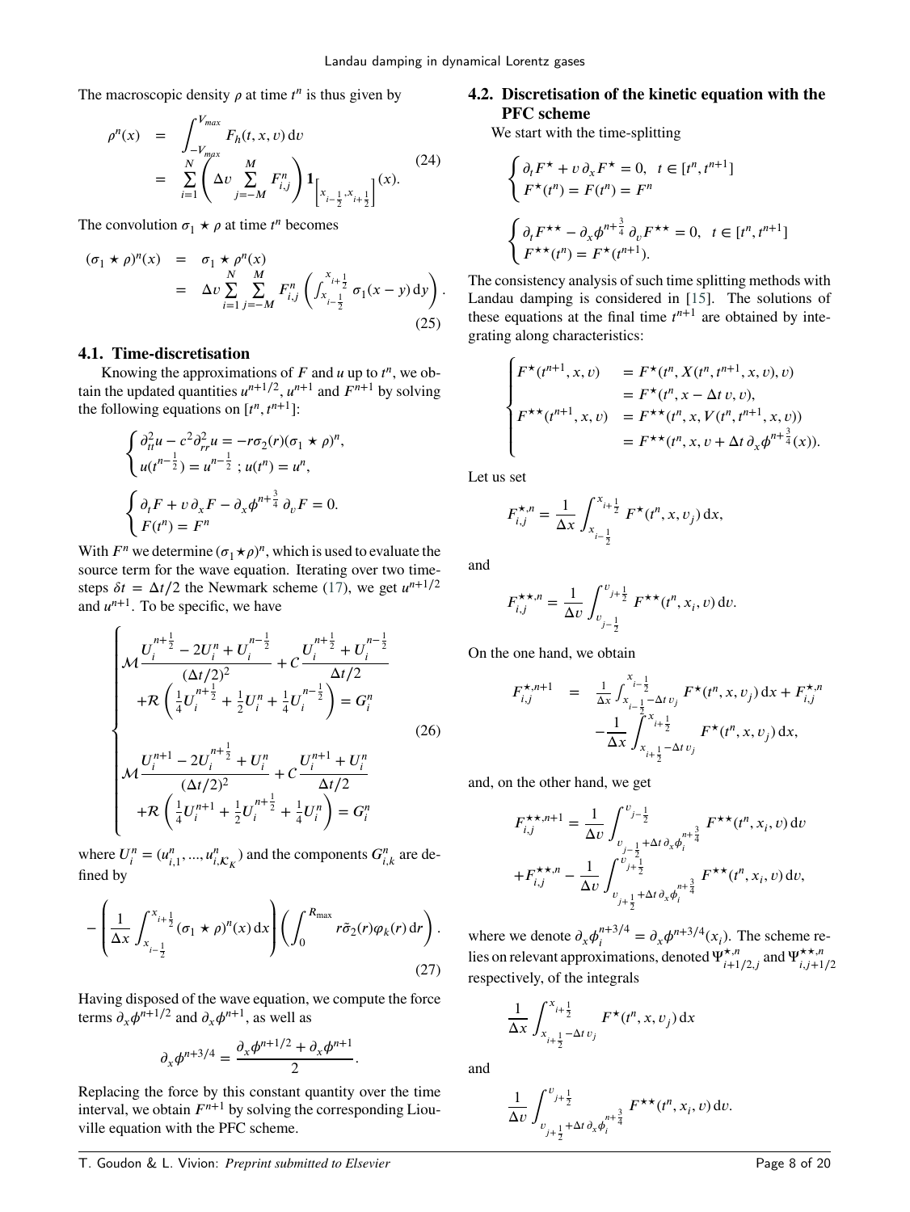The macroscopic density $\rho$ at time $t^n$ is thus given by

$$
\begin{aligned}
\rho^n(x) &= \int_{-V_{max}}^{V_{max}} F_h(t,x,v)\,\mathrm{d}v \\
&= \sum_{i=1}^{N} \left( \Delta v \sum_{j=-M}^{M} F^n_{i,j} \right) \mathbf{1}_{\left[x_{i-\frac{1}{2}}, x_{i+\frac{1}{2}}\right[}(x).
\end{aligned}
\tag{24}
$$

The convolution $\sigma_1 \star \rho$ at time $t^n$ becomes

$$
\begin{aligned}
(\sigma_1 \star \rho)^n(x) &= \sigma_1 \star \rho^n(x) \\
&= \Delta v \sum_{i=1}^{N} \sum_{j=-M}^{M} F^n_{i,j} \left( \int_{x_{i-\frac{1}{2}}}^{x_{i+\frac{1}{2}}} \sigma_1(x-y)\,\mathrm{d}y \right).
\end{aligned}
\tag{25}
$$

### 4.1. Time-discretisation

Knowing the approximations of $F$ and $u$ up to $t^n$, we obtain the updated quantities $u^{n+1/2}$, $u^{n+1}$ and $F^{n+1}$ by solving the following equations on $[t^n, t^{n+1}]$:

$$
\begin{cases}
\partial^2_{tt} u - c^2 \partial^2_{rr} u = -r\sigma_2(r)(\sigma_1 \star \rho)^n, \\
u(t^{n-\frac{1}{2}}) = u^{n-\frac{1}{2}} \;;\; u(t^n) = u^n,
\end{cases}
$$

$$
\begin{cases}
\partial_t F + v\,\partial_x F - \partial_x \phi^{n+\frac{3}{4}}\,\partial_v F = 0. \\
F(t^n) = F^n
\end{cases}
$$

With $F^n$ we determine $(\sigma_1 \star \rho)^n$, which is used to evaluate the source term for the wave equation. Iterating over two time-steps $\delta t = \Delta t/2$ the Newmark scheme (17), we get $u^{n+1/2}$ and $u^{n+1}$. To be specific, we have

$$
\begin{cases}
\mathcal{M}\dfrac{U_i^{n+\frac{1}{2}} - 2U_i^n + U_i^{n-\frac{1}{2}}}{(\Delta t/2)^2} + \mathcal{C}\dfrac{U_i^{n+\frac{1}{2}} + U_i^{n-\frac{1}{2}}}{\Delta t/2} \\
\quad + \mathcal{R}\left( \frac{1}{4}U_i^{n+\frac{1}{2}} + \frac{1}{2}U_i^n + \frac{1}{4}U_i^{n-\frac{1}{2}} \right) = G_i^n \\[2ex]
\mathcal{M}\dfrac{U_i^{n+1} - 2U_i^{n+\frac{1}{2}} + U_i^n}{(\Delta t/2)^2} + \mathcal{C}\dfrac{U_i^{n+1} + U_i^n}{\Delta t/2} \\
\quad + \mathcal{R}\left( \frac{1}{4}U_i^{n+1} + \frac{1}{2}U_i^{n+\frac{1}{2}} + \frac{1}{4}U_i^n \right) = G_i^n
\end{cases}
\tag{26}
$$

where $U_i^n = (u^n_{i,1}, ..., u^n_{i,\mathcal{K}_K})$ and the components $G^n_{i,k}$ are defined by

$$
-\left( \frac{1}{\Delta x} \int_{x_{i-\frac{1}{2}}}^{x_{i+\frac{1}{2}}} (\sigma_1 \star \rho)^n(x)\,\mathrm{d}x \right) \left( \int_0^{R_{\max}} r\tilde{\sigma}_2(r)\varphi_k(r)\,\mathrm{d}r \right).
\tag{27}
$$

Having disposed of the wave equation, we compute the force terms $\partial_x \phi^{n+1/2}$ and $\partial_x \phi^{n+1}$, as well as

$$
\partial_x \phi^{n+3/4} = \frac{\partial_x \phi^{n+1/2} + \partial_x \phi^{n+1}}{2}.
$$

Replacing the force by this constant quantity over the time interval, we obtain $F^{n+1}$ by solving the corresponding Liouville equation with the PFC scheme.

### 4.2. Discretisation of the kinetic equation with the PFC scheme

We start with the time-splitting

$$
\begin{cases}
\partial_t F^\star + v\,\partial_x F^\star = 0, \quad t \in [t^n, t^{n+1}] \\
F^\star(t^n) = F(t^n) = F^n
\end{cases}
$$

$$
\begin{cases}
\partial_t F^{\star\star} - \partial_x \phi^{n+\frac{3}{4}}\,\partial_v F^{\star\star} = 0, \quad t \in [t^n, t^{n+1}] \\
F^{\star\star}(t^n) = F^\star(t^{n+1}).
\end{cases}
$$

The consistency analysis of such time splitting methods with Landau damping is considered in [15]. The solutions of these equations at the final time $t^{n+1}$ are obtained by integrating along characteristics:

$$
\begin{cases}
F^\star(t^{n+1}, x, v) &= F^\star(t^n, X(t^n, t^{n+1}, x, v), v) \\
&= F^\star(t^n, x - \Delta t\, v, v), \\
F^{\star\star}(t^{n+1}, x, v) &= F^{\star\star}(t^n, x, V(t^n, t^{n+1}, x, v)) \\
&= F^{\star\star}(t^n, x, v + \Delta t\,\partial_x \phi^{n+\frac{3}{4}}(x)).
\end{cases}
$$

Let us set

$$
F^{\star,n}_{i,j} = \frac{1}{\Delta x} \int_{x_{i-\frac{1}{2}}}^{x_{i+\frac{1}{2}}} F^\star(t^n, x, v_j)\,\mathrm{d}x,
$$

and

$$
F^{\star\star,n}_{i,j} = \frac{1}{\Delta v} \int_{v_{j-\frac{1}{2}}}^{v_{j+\frac{1}{2}}} F^{\star\star}(t^n, x_i, v)\,\mathrm{d}v.
$$

On the one hand, we obtain

$$
\begin{aligned}
F^{\star,n+1}_{i,j} &= \frac{1}{\Delta x} \int_{x_{i-\frac{1}{2}} - \Delta t\, v_j}^{x_{i-\frac{1}{2}}} F^\star(t^n, x, v_j)\,\mathrm{d}x + F^{\star,n}_{i,j} \\
&\quad - \frac{1}{\Delta x} \int_{x_{i+\frac{1}{2}} - \Delta t\, v_j}^{x_{i+\frac{1}{2}}} F^\star(t^n, x, v_j)\,\mathrm{d}x,
\end{aligned}
$$

and, on the other hand, we get

$$
\begin{aligned}
F^{\star\star,n+1}_{i,j} &= \frac{1}{\Delta v} \int_{v_{j-\frac{1}{2}} + \Delta t\,\partial_x \phi_i^{n+\frac{3}{4}}}^{v_{j-\frac{1}{2}}} F^{\star\star}(t^n, x_i, v)\,\mathrm{d}v \\
&\quad + F^{\star\star,n}_{i,j} - \frac{1}{\Delta v} \int_{v_{j+\frac{1}{2}} + \Delta t\,\partial_x \phi_i^{n+\frac{3}{4}}}^{v_{j+\frac{1}{2}}} F^{\star\star}(t^n, x_i, v)\,\mathrm{d}v,
\end{aligned}
$$

where we denote $\partial_x \phi_i^{n+3/4} = \partial_x \phi^{n+3/4}(x_i)$. The scheme relies on relevant approximations, denoted $\Psi^{\star,n}_{i+1/2,j}$ and $\Psi^{\star\star,n}_{i,j+1/2}$ respectively, of the integrals

$$
\frac{1}{\Delta x} \int_{x_{i+\frac{1}{2}} - \Delta t\, v_j}^{x_{i+\frac{1}{2}}} F^\star(t^n, x, v_j)\,\mathrm{d}x
$$

and

$$
\frac{1}{\Delta v} \int_{v_{j+\frac{1}{2}} + \Delta t\,\partial_x \phi_i^{n+\frac{3}{4}}}^{v_{j+\frac{1}{2}}} F^{\star\star}(t^n, x_i, v)\,\mathrm{d}v.
$$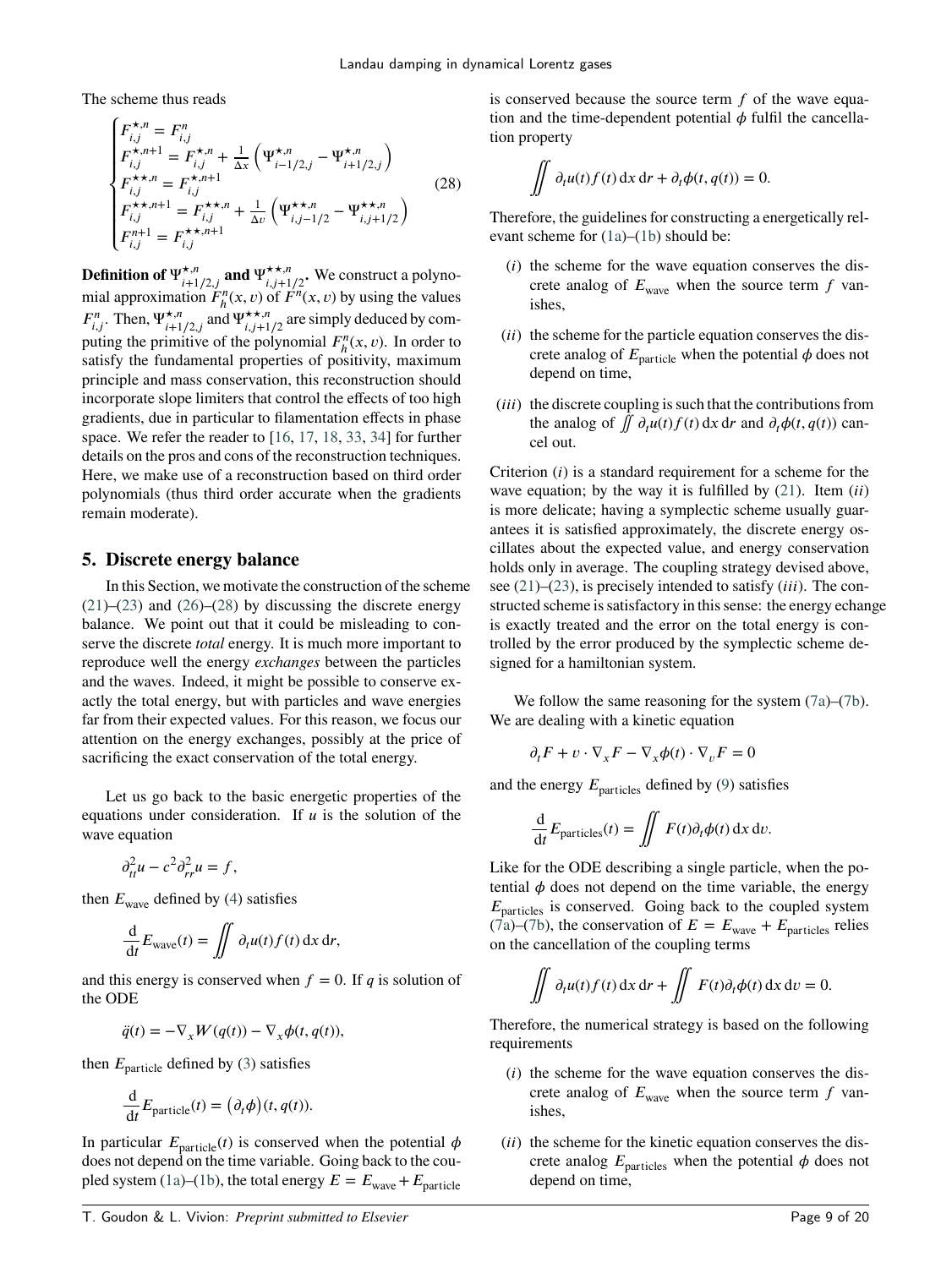The scheme thus reads

$$
\begin{cases}
F^{\star,n}_{i,j} = F^n_{i,j} \\
F^{\star,n+1}_{i,j} = F^{\star,n}_{i,j} + \frac{1}{\Delta x}\left(\Psi^{\star,n}_{i-1/2,j} - \Psi^{\star,n}_{i+1/2,j}\right) \\
F^{\star\star,n}_{i,j} = F^{\star,n+1}_{i,j} \\
F^{\star\star,n+1}_{i,j} = F^{\star\star,n}_{i,j} + \frac{1}{\Delta v}\left(\Psi^{\star\star,n}_{i,j-1/2} - \Psi^{\star\star,n}_{i,j+1/2}\right) \\
F^{n+1}_{i,j} = F^{\star\star,n+1}_{i,j}
\end{cases}
\tag{28}
$$

**Definition of $\Psi^{\star,n}_{i+1/2,j}$ and $\Psi^{\star\star,n}_{i,j+1/2}$.** We construct a polynomial approximation $F^n_h(x,v)$ of $F^n(x,v)$ by using the values $F^n_{i,j}$. Then, $\Psi^{\star,n}_{i+1/2,j}$ and $\Psi^{\star\star,n}_{i,j+1/2}$ are simply deduced by computing the primitive of the polynomial $F^n_h(x,v)$. In order to satisfy the fundamental properties of positivity, maximum principle and mass conservation, this reconstruction should incorporate slope limiters that control the effects of too high gradients, due in particular to filamentation effects in phase space. We refer the reader to [16, 17, 18, 33, 34] for further details on the pros and cons of the reconstruction techniques. Here, we make use of a reconstruction based on third order polynomials (thus third order accurate when the gradients remain moderate).

## 5. Discrete energy balance

In this Section, we motivate the construction of the scheme (21)–(23) and (26)–(28) by discussing the discrete energy balance. We point out that it could be misleading to conserve the discrete *total* energy. It is much more important to reproduce well the energy *exchanges* between the particles and the waves. Indeed, it might be possible to conserve exactly the total energy, but with particles and wave energies far from their expected values. For this reason, we focus our attention on the energy exchanges, possibly at the price of sacrificing the exact conservation of the total energy.

Let us go back to the basic energetic properties of the equations under consideration. If $u$ is the solution of the wave equation

$$
\partial^2_{tt} u - c^2 \partial^2_{rr} u = f,
$$

then $E_{\text{wave}}$ defined by (4) satisfies

$$
\frac{\mathrm{d}}{\mathrm{d}t} E_{\text{wave}}(t) = \iint \partial_t u(t) f(t)\,\mathrm{d}x\,\mathrm{d}r,
$$

and this energy is conserved when $f = 0$. If $q$ is solution of the ODE

$$
\ddot{q}(t) = -\nabla_x W(q(t)) - \nabla_x \phi(t, q(t)),
$$

then $E_{\text{particle}}$ defined by (3) satisfies

$$
\frac{\mathrm{d}}{\mathrm{d}t} E_{\text{particle}}(t) = \big(\partial_t \phi\big)(t, q(t)).
$$

In particular $E_{\text{particle}}(t)$ is conserved when the potential $\phi$ does not depend on the time variable. Going back to the coupled system (1a)–(1b), the total energy $E = E_{\text{wave}} + E_{\text{particle}}$ is conserved because the source term $f$ of the wave equation and the time-dependent potential $\phi$ fulfil the cancellation property

$$
\iint \partial_t u(t) f(t)\,\mathrm{d}x\,\mathrm{d}r + \partial_t \phi(t, q(t)) = 0.
$$

Therefore, the guidelines for constructing a energetically relevant scheme for (1a)–(1b) should be:

- $(i)$ the scheme for the wave equation conserves the discrete analog of $E_{\text{wave}}$ when the source term $f$ vanishes,
- $(ii)$ the scheme for the particle equation conserves the discrete analog of $E_{\text{particle}}$ when the potential $\phi$ does not depend on time,
- $(iii)$ the discrete coupling is such that the contributions from the analog of $\iint \partial_t u(t) f(t)\,\mathrm{d}x\,\mathrm{d}r$ and $\partial_t \phi(t, q(t))$ cancel out.

Criterion $(i)$ is a standard requirement for a scheme for the wave equation; by the way it is fulfilled by (21). Item $(ii)$ is more delicate; having a symplectic scheme usually guarantees it is satisfied approximately, the discrete energy oscillates about the expected value, and energy conservation holds only in average. The coupling strategy devised above, see (21)–(23), is precisely intended to satisfy $(iii)$. The constructed scheme is satisfactory in this sense: the energy echange is exactly treated and the error on the total energy is controlled by the error produced by the symplectic scheme designed for a hamiltonian system.

We follow the same reasoning for the system (7a)–(7b). We are dealing with a kinetic equation

$$
\partial_t F + v \cdot \nabla_x F - \nabla_x \phi(t) \cdot \nabla_v F = 0
$$

and the energy $E_{\text{particles}}$ defined by (9) satisfies

$$
\frac{\mathrm{d}}{\mathrm{d}t} E_{\text{particles}}(t) = \iint F(t) \partial_t \phi(t)\,\mathrm{d}x\,\mathrm{d}v.
$$

Like for the ODE describing a single particle, when the potential $\phi$ does not depend on the time variable, the energy $E_{\text{particles}}$ is conserved. Going back to the coupled system (7a)–(7b), the conservation of $E = E_{\text{wave}} + E_{\text{particles}}$ relies on the cancellation of the coupling terms

$$
\iint \partial_t u(t) f(t)\,\mathrm{d}x\,\mathrm{d}r + \iint F(t) \partial_t \phi(t)\,\mathrm{d}x\,\mathrm{d}v = 0.
$$

Therefore, the numerical strategy is based on the following requirements

- $(i)$ the scheme for the wave equation conserves the discrete analog of $E_{\text{wave}}$ when the source term $f$ vanishes,
- $(ii)$ the scheme for the kinetic equation conserves the discrete analog $E_{\text{particles}}$ when the potential $\phi$ does not depend on time,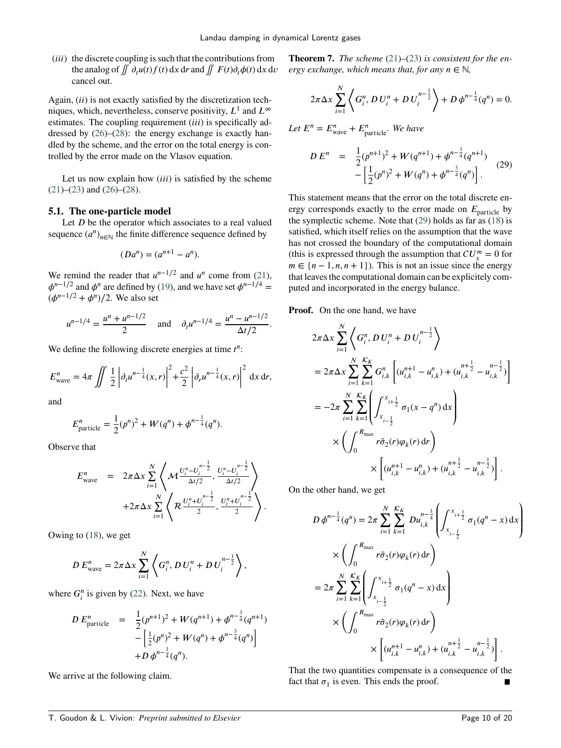(*iii*) the discrete coupling is such that the contributions from the analog of $\iint \partial_t u(t) f(t)\,\mathrm{d}x\,\mathrm{d}r$ and $\iint F(t)\partial_t \phi(t)\,\mathrm{d}x\,\mathrm{d}v$ cancel out.

Again, (*ii*) is not exactly satisfied by the discretization techniques, which, nevertheless, conserve positivity, $L^1$ and $L^\infty$ estimates. The coupling requirement (*iii*) is specifically addressed by (26)–(28): the energy exchange is exactly handled by the scheme, and the error on the total energy is controlled by the error made on the Vlasov equation.

Let us now explain how (*iii*) is satisfied by the scheme (21)–(23) and (26)–(28).

### 5.1. The one-particle model

Let $D$ be the operator which associates to a real valued sequence $(a^n)_{n\in\mathbb{N}}$ the finite difference sequence defined by

$$(Da^n) = (a^{n+1} - a^n).$$

We remind the reader that $u^{n-1/2}$ and $u^n$ come from (21), $\phi^{n-1/2}$ and $\phi^n$ are defined by (19), and we have set $\phi^{n-1/4} = (\phi^{n-1/2} + \phi^n)/2$. We also set

$$u^{n-1/4} = \frac{u^n + u^{n-1/2}}{2} \quad \text{and} \quad \partial_t u^{n-1/4} = \frac{u^n - u^{n-1/2}}{\Delta t/2}.$$

We define the following discrete energies at time $t^n$:

$$E^n_{\text{wave}} = 4\pi \iint \frac{1}{2}\left|\partial_t u^{n-\frac{1}{4}}(x,r)\right|^2 + \frac{c^2}{2}\left|\partial_r u^{n-\frac{1}{4}}(x,r)\right|^2 \,\mathrm{d}x\,\mathrm{d}r,$$

and

$$E^n_{\text{particle}} = \frac{1}{2}(p^n)^2 + W(q^n) + \phi^{n-\frac{1}{4}}(q^n).$$

Observe that

$$\begin{aligned} E^n_{\text{wave}} \;=\; & 2\pi\Delta x \sum_{i=1}^{N} \left\langle \mathcal{M}\frac{U_i^n - U_i^{n-\frac{1}{2}}}{\Delta t/2}, \frac{U_i^n - U_i^{n-\frac{1}{2}}}{\Delta t/2}\right\rangle \\ & + 2\pi\Delta x \sum_{i=1}^{N} \left\langle \mathcal{R}\frac{U_i^n + U_i^{n-\frac{1}{2}}}{2}, \frac{U_i^n + U_i^{n-\frac{1}{2}}}{2}\right\rangle. \end{aligned}$$

Owing to (18), we get

$$D\,E^n_{\text{wave}} = 2\pi\Delta x \sum_{i=1}^{N} \left\langle G_i^n, D\,U_i^n + D\,U_i^{n-\frac{1}{2}}\right\rangle,$$

where $G_i^n$ is given by (22). Next, we have

$$\begin{aligned} D\,E^n_{\text{particle}} \;=\; & \frac{1}{2}(p^{n+1})^2 + W(q^{n+1}) + \phi^{n-\frac{3}{4}}(q^{n+1}) \\ & - \left[\tfrac{1}{2}(p^n)^2 + W(q^n) + \phi^{n-\frac{3}{4}}(q^n)\right] \\ & + D\,\phi^{n-\frac{1}{4}}(q^n). \end{aligned}$$

We arrive at the following claim.

**Theorem 7.** *The scheme (21)–(23) is consistent for the energy exchange, which means that, for any $n \in \mathbb{N}$,*

$$2\pi\Delta x \sum_{i=1}^{N} \left\langle G_i^n, D\,U_i^n + D\,U_i^{n-\frac{1}{2}}\right\rangle + D\,\phi^{n-\frac{1}{4}}(q^n) = 0.$$

*Let $E^n = E^n_{\text{wave}} + E^n_{\text{particle}}$. We have*

$$\begin{aligned} D\,E^n \;=\; & \frac{1}{2}(p^{n+1})^2 + W(q^{n+1}) + \phi^{n-\frac{3}{4}}(q^{n+1}) \\ & - \left[\frac{1}{2}(p^n)^2 + W(q^n) + \phi^{n-\frac{3}{4}}(q^n)\right]. \end{aligned} \tag{29}$$

This statement means that the error on the total discrete energy corresponds exactly to the error made on $E_{\text{particle}}$ by the symplectic scheme. Note that (29) holds as far as (18) is satisfied, which itself relies on the assumption that the wave has not crossed the boundary of the computational domain (this is expressed through the assumption that $CU_x^m = 0$ for $m \in \{n-1, n, n+1\}$). This is not an issue since the energy that leaves the computational domain can be explicitely computed and incorporated in the energy balance.

**Proof.** On the one hand, we have

$$\begin{aligned} & 2\pi\Delta x \sum_{i=1}^{N} \left\langle G_i^n, D\,U_i^n + D\,U_i^{n-\frac{1}{2}}\right\rangle \\ & = 2\pi\Delta x \sum_{i=1}^{N}\sum_{k=1}^{\mathcal{K}_K} G_{i,k}^n \left[(u_{i,k}^{n+1} - u_{i,k}^n) + (u_{i,k}^{n+\frac{1}{2}} - u_{i,k}^{n-\frac{1}{2}})\right] \\ & = -2\pi \sum_{i=1}^{N}\sum_{k=1}^{\mathcal{K}_K} \left(\int_{x_{i-\frac{1}{2}}}^{x_{i+\frac{1}{2}}} \sigma_1(x - q^n)\,\mathrm{d}x\right) \\ & \qquad \times \left(\int_0^{R_{\max}} r\tilde{\sigma}_2(r)\varphi_k(r)\,\mathrm{d}r\right) \\ & \qquad\qquad \times \left[(u_{i,k}^{n+1} - u_{i,k}^n) + (u_{i,k}^{n+\frac{1}{2}} - u_{i,k}^{n-\frac{1}{2}})\right]. \end{aligned}$$

On the other hand, we get

$$\begin{aligned} D\,\phi^{n-\frac{1}{4}}(q^n) & = 2\pi \sum_{i=1}^{N}\sum_{k=1}^{\mathcal{K}_K} D u_{i,k}^{n-\frac{1}{4}} \left(\int_{x_{i-\frac{1}{2}}}^{x_{i+\frac{1}{2}}} \sigma_1(q^n - x)\,\mathrm{d}x\right) \\ & \qquad \times \left(\int_0^{R_{\max}} r\tilde{\sigma}_2(r)\varphi_k(r)\,\mathrm{d}r\right) \\ & = 2\pi \sum_{i=1}^{N}\sum_{k=1}^{\mathcal{K}_K} \left(\int_{x_{i-\frac{1}{2}}}^{x_{i+\frac{1}{2}}} \sigma_1(q^n - x)\,\mathrm{d}x\right) \\ & \qquad \times \left(\int_0^{R_{\max}} r\tilde{\sigma}_2(r)\varphi_k(r)\,\mathrm{d}r\right) \\ & \qquad\qquad \times \left[(u_{i,k}^{n+1} - u_{i,k}^n) + (u_{i,k}^{n+\frac{1}{2}} - u_{i,k}^{n-\frac{1}{2}})\right]. \end{aligned}$$

That the two quantities compensate is a consequence of the fact that $\sigma_1$ is even. This ends the proof. ∎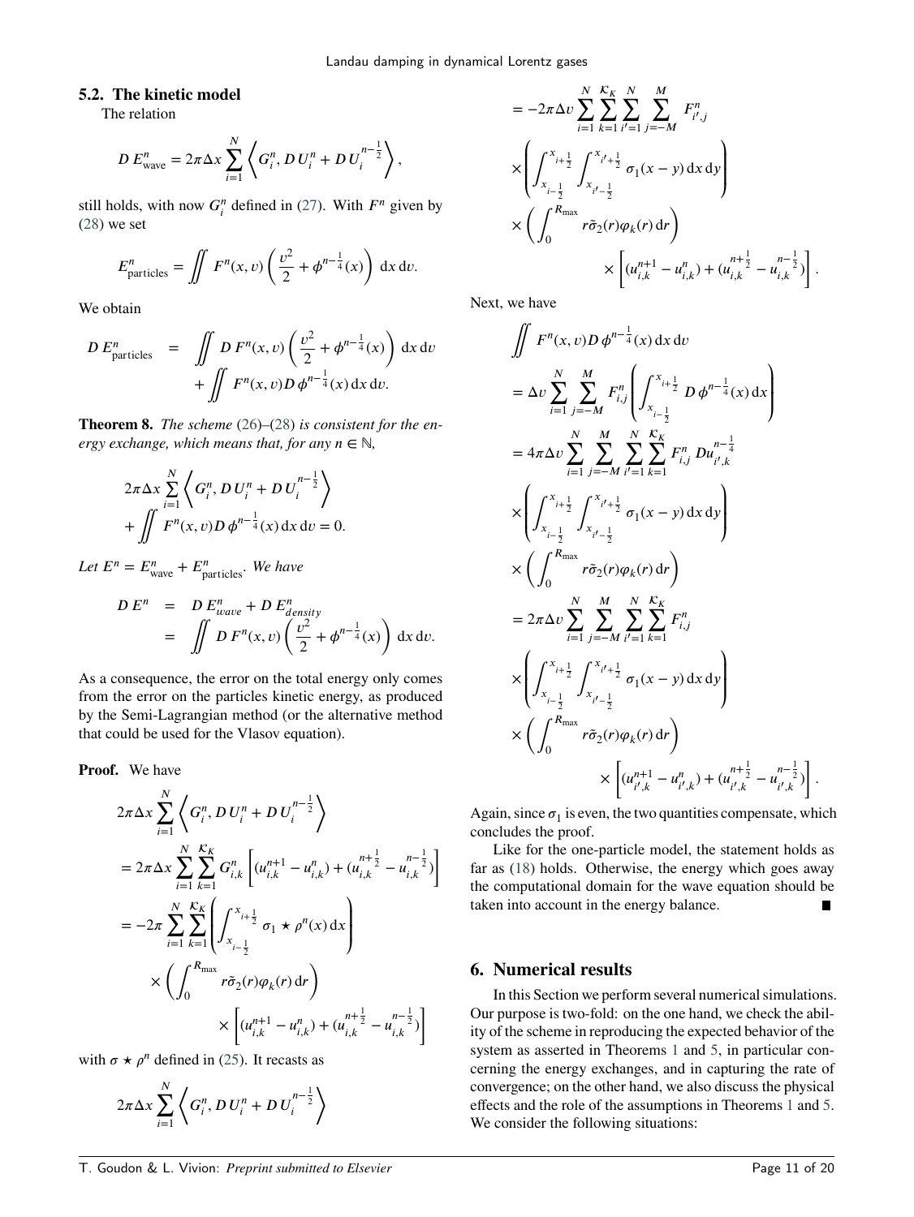### 5.2. The kinetic model

The relation

$$D\,E^n_{\text{wave}} = 2\pi \Delta x \sum_{i=1}^{N} \left\langle G^n_i, D\,U^n_i + D\,U^{n-\frac{1}{2}}_i \right\rangle,$$

still holds, with now $G^n_i$ defined in (27). With $F^n$ given by (28) we set

$$E^n_{\text{particles}} = \iint F^n(x,v) \left( \frac{v^2}{2} + \phi^{n-\frac{1}{4}}(x) \right) \mathrm{d}x\,\mathrm{d}v.$$

We obtain

$$\begin{aligned} D\,E^n_{\text{particles}} &= \iint D\,F^n(x,v) \left( \frac{v^2}{2} + \phi^{n-\frac{1}{4}}(x) \right) \mathrm{d}x\,\mathrm{d}v \\ &\quad + \iint F^n(x,v) D\,\phi^{n-\frac{1}{4}}(x)\,\mathrm{d}x\,\mathrm{d}v. \end{aligned}$$

**Theorem 8.** *The scheme (26)–(28) is consistent for the energy exchange, which means that, for any $n \in \mathbb{N}$,*

$$2\pi \Delta x \sum_{i=1}^{N} \left\langle G^n_i, D\,U^n_i + D\,U^{n-\frac{1}{2}}_i \right\rangle + \iint F^n(x,v) D\,\phi^{n-\frac{1}{4}}(x)\,\mathrm{d}x\,\mathrm{d}v = 0.$$

*Let $E^n = E^n_{\text{wave}} + E^n_{\text{particles}}$. We have*

$$\begin{aligned} D\,E^n &= D\,E^n_{wave} + D\,E^n_{density} \\ &= \iint D\,F^n(x,v) \left( \frac{v^2}{2} + \phi^{n-\frac{1}{4}}(x) \right) \mathrm{d}x\,\mathrm{d}v. \end{aligned}$$

As a consequence, the error on the total energy only comes from the error on the particles kinetic energy, as produced by the Semi-Lagrangian method (or the alternative method that could be used for the Vlasov equation).

**Proof.** We have

$$\begin{aligned} &2\pi \Delta x \sum_{i=1}^{N} \left\langle G^n_i, D\,U^n_i + D\,U^{n-\frac{1}{2}}_i \right\rangle \\ &= 2\pi \Delta x \sum_{i=1}^{N} \sum_{k=1}^{\mathcal{K}_K} G^n_{i,k} \left[ (u^{n+1}_{i,k} - u^n_{i,k}) + (u^{n+\frac{1}{2}}_{i,k} - u^{n-\frac{1}{2}}_{i,k}) \right] \\ &= -2\pi \sum_{i=1}^{N} \sum_{k=1}^{\mathcal{K}_K} \left( \int_{x_{i-\frac{1}{2}}}^{x_{i+\frac{1}{2}}} \sigma_1 \star \rho^n(x)\,\mathrm{d}x \right) \\ &\quad \times \left( \int_0^{R_{\max}} r\tilde{\sigma}_2(r)\varphi_k(r)\,\mathrm{d}r \right) \\ &\quad \times \left[ (u^{n+1}_{i,k} - u^n_{i,k}) + (u^{n+\frac{1}{2}}_{i,k} - u^{n-\frac{1}{2}}_{i,k}) \right] \end{aligned}$$

with $\sigma \star \rho^n$ defined in (25). It recasts as

$$\begin{aligned} &2\pi \Delta x \sum_{i=1}^{N} \left\langle G^n_i, D\,U^n_i + D\,U^{n-\frac{1}{2}}_i \right\rangle \\ &= -2\pi \Delta v \sum_{i=1}^{N} \sum_{k=1}^{\mathcal{K}_K} \sum_{i'=1}^{N} \sum_{j=-M}^{M} F^n_{i',j} \\ &\quad \times \left( \int_{x_{i-\frac{1}{2}}}^{x_{i+\frac{1}{2}}} \int_{x_{i'-\frac{1}{2}}}^{x_{i'+\frac{1}{2}}} \sigma_1(x-y)\,\mathrm{d}x\,\mathrm{d}y \right) \\ &\quad \times \left( \int_0^{R_{\max}} r\tilde{\sigma}_2(r)\varphi_k(r)\,\mathrm{d}r \right) \\ &\quad \times \left[ (u^{n+1}_{i,k} - u^n_{i,k}) + (u^{n+\frac{1}{2}}_{i,k} - u^{n-\frac{1}{2}}_{i,k}) \right]. \end{aligned}$$

Next, we have

$$\begin{aligned} &\iint F^n(x,v) D\,\phi^{n-\frac{1}{4}}(x)\,\mathrm{d}x\,\mathrm{d}v \\ &= \Delta v \sum_{i=1}^{N} \sum_{j=-M}^{M} F^n_{i,j} \left( \int_{x_{i-\frac{1}{2}}}^{x_{i+\frac{1}{2}}} D\,\phi^{n-\frac{1}{4}}(x)\,\mathrm{d}x \right) \\ &= 4\pi \Delta v \sum_{i=1}^{N} \sum_{j=-M}^{M} \sum_{i'=1}^{N} \sum_{k=1}^{\mathcal{K}_K} F^n_{i,j}\, Du^{n-\frac{1}{4}}_{i',k} \\ &\quad \times \left( \int_{x_{i-\frac{1}{2}}}^{x_{i+\frac{1}{2}}} \int_{x_{i'-\frac{1}{2}}}^{x_{i'+\frac{1}{2}}} \sigma_1(x-y)\,\mathrm{d}x\,\mathrm{d}y \right) \\ &\quad \times \left( \int_0^{R_{\max}} r\tilde{\sigma}_2(r)\varphi_k(r)\,\mathrm{d}r \right) \\ &= 2\pi \Delta v \sum_{i=1}^{N} \sum_{j=-M}^{M} \sum_{i'=1}^{N} \sum_{k=1}^{\mathcal{K}_K} F^n_{i,j} \\ &\quad \times \left( \int_{x_{i-\frac{1}{2}}}^{x_{i+\frac{1}{2}}} \int_{x_{i'-\frac{1}{2}}}^{x_{i'+\frac{1}{2}}} \sigma_1(x-y)\,\mathrm{d}x\,\mathrm{d}y \right) \\ &\quad \times \left( \int_0^{R_{\max}} r\tilde{\sigma}_2(r)\varphi_k(r)\,\mathrm{d}r \right) \\ &\quad \times \left[ (u^{n+1}_{i',k} - u^n_{i',k}) + (u^{n+\frac{1}{2}}_{i',k} - u^{n-\frac{1}{2}}_{i',k}) \right]. \end{aligned}$$

Again, since $\sigma_1$ is even, the two quantities compensate, which concludes the proof.

Like for the one-particle model, the statement holds as far as (18) holds. Otherwise, the energy which goes away the computational domain for the wave equation should be taken into account in the energy balance. ∎

## 6. Numerical results

In this Section we perform several numerical simulations. Our purpose is two-fold: on the one hand, we check the ability of the scheme in reproducing the expected behavior of the system as asserted in Theorems 1 and 5, in particular concerning the energy exchanges, and in capturing the rate of convergence; on the other hand, we also discuss the physical effects and the role of the assumptions in Theorems 1 and 5. We consider the following situations: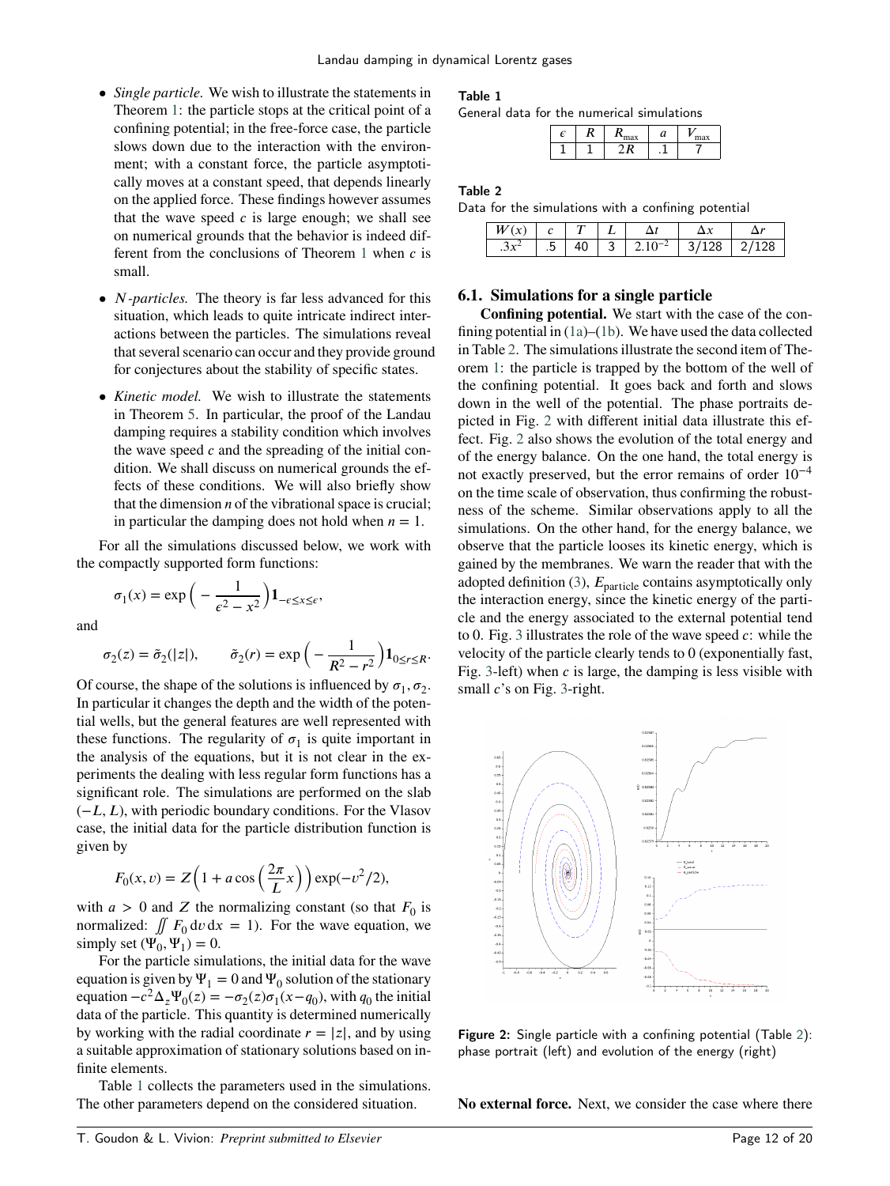- *Single particle.* We wish to illustrate the statements in Theorem 1: the particle stops at the critical point of a confining potential; in the free-force case, the particle slows down due to the interaction with the environment; with a constant force, the particle asymptotically moves at a constant speed, that depends linearly on the applied force. These findings however assumes that the wave speed $c$ is large enough; we shall see on numerical grounds that the behavior is indeed different from the conclusions of Theorem 1 when $c$ is small.
- *$N$-particles.* The theory is far less advanced for this situation, which leads to quite intricate indirect interactions between the particles. The simulations reveal that several scenario can occur and they provide ground for conjectures about the stability of specific states.
- *Kinetic model.* We wish to illustrate the statements in Theorem 5. In particular, the proof of the Landau damping requires a stability condition which involves the wave speed $c$ and the spreading of the initial condition. We shall discuss on numerical grounds the effects of these conditions. We will also briefly show that the dimension $n$ of the vibrational space is crucial; in particular the damping does not hold when $n = 1$.

For all the simulations discussed below, we work with the compactly supported form functions:

$$\sigma_1(x) = \exp\Big( - \frac{1}{\epsilon^2 - x^2}\Big) \mathbf{1}_{-\epsilon \le x \le \epsilon},$$

and

$$\sigma_2(z) = \tilde{\sigma}_2(|z|), \qquad \tilde{\sigma}_2(r) = \exp\Big( - \frac{1}{R^2 - r^2}\Big) \mathbf{1}_{0 \le r \le R}.$$

Of course, the shape of the solutions is influenced by $\sigma_1, \sigma_2$. In particular it changes the depth and the width of the potential wells, but the general features are well represented with these functions. The regularity of $\sigma_1$ is quite important in the analysis of the equations, but it is not clear in the experiments the dealing with less regular form functions has a significant role. The simulations are performed on the slab $(-L, L)$, with periodic boundary conditions. For the Vlasov case, the initial data for the particle distribution function is given by

$$F_0(x, v) = Z\Big(1 + a \cos\Big(\frac{2\pi}{L} x\Big)\Big) \exp(-v^2/2),$$

with $a > 0$ and $Z$ the normalizing constant (so that $F_0$ is normalized: $\iint F_0 \,\mathrm{d}v\,\mathrm{d}x = 1$). For the wave equation, we simply set $(\Psi_0, \Psi_1) = 0$.

For the particle simulations, the initial data for the wave equation is given by $\Psi_1 = 0$ and $\Psi_0$ solution of the stationary equation $-c^2 \Delta_z \Psi_0(z) = -\sigma_2(z)\sigma_1(x - q_0)$, with $q_0$ the initial data of the particle. This quantity is determined numerically by working with the radial coordinate $r = |z|$, and by using a suitable approximation of stationary solutions based on infinite elements.

Table 1 collects the parameters used in the simulations. The other parameters depend on the considered situation.

**Table 1**
General data for the numerical simulations

| $\epsilon$ | $R$ | $R_{\max}$ | $a$ | $V_{\max}$ |
|---|---|---|---|---|
| 1 | 1 | $2R$ | .1 | 7 |

**Table 2**
Data for the simulations with a confining potential

| $W(x)$ | $c$ | $T$ | $L$ | $\Delta t$ | $\Delta x$ | $\Delta r$ |
|---|---|---|---|---|---|---|
| $.3x^2$ | .5 | 40 | 3 | $2.10^{-2}$ | 3/128 | 2/128 |

### 6.1. Simulations for a single particle

**Confining potential.** We start with the case of the confining potential in (1a)–(1b). We have used the data collected in Table 2. The simulations illustrate the second item of Theorem 1: the particle is trapped by the bottom of the well of the confining potential. It goes back and forth and slows down in the well of the potential. The phase portraits depicted in Fig. 2 with different initial data illustrate this effect. Fig. 2 also shows the evolution of the total energy and of the energy balance. On the one hand, the total energy is not exactly preserved, but the error remains of order $10^{-4}$ on the time scale of observation, thus confirming the robustness of the scheme. Similar observations apply to all the simulations. On the other hand, for the energy balance, we observe that the particle looses its kinetic energy, which is gained by the membranes. We warn the reader that with the adopted definition (3), $E_{\text{particle}}$ contains asymptotically only the interaction energy, since the kinetic energy of the particle and the energy associated to the external potential tend to 0. Fig. 3 illustrates the role of the wave speed $c$: while the velocity of the particle clearly tends to 0 (exponentially fast, Fig. 3-left) when $c$ is large, the damping is less visible with small $c$'s on Fig. 3-right.

**Figure 2:** Single particle with a confining potential (Table 2): phase portrait (left) and evolution of the energy (right)

**No external force.** Next, we consider the case where there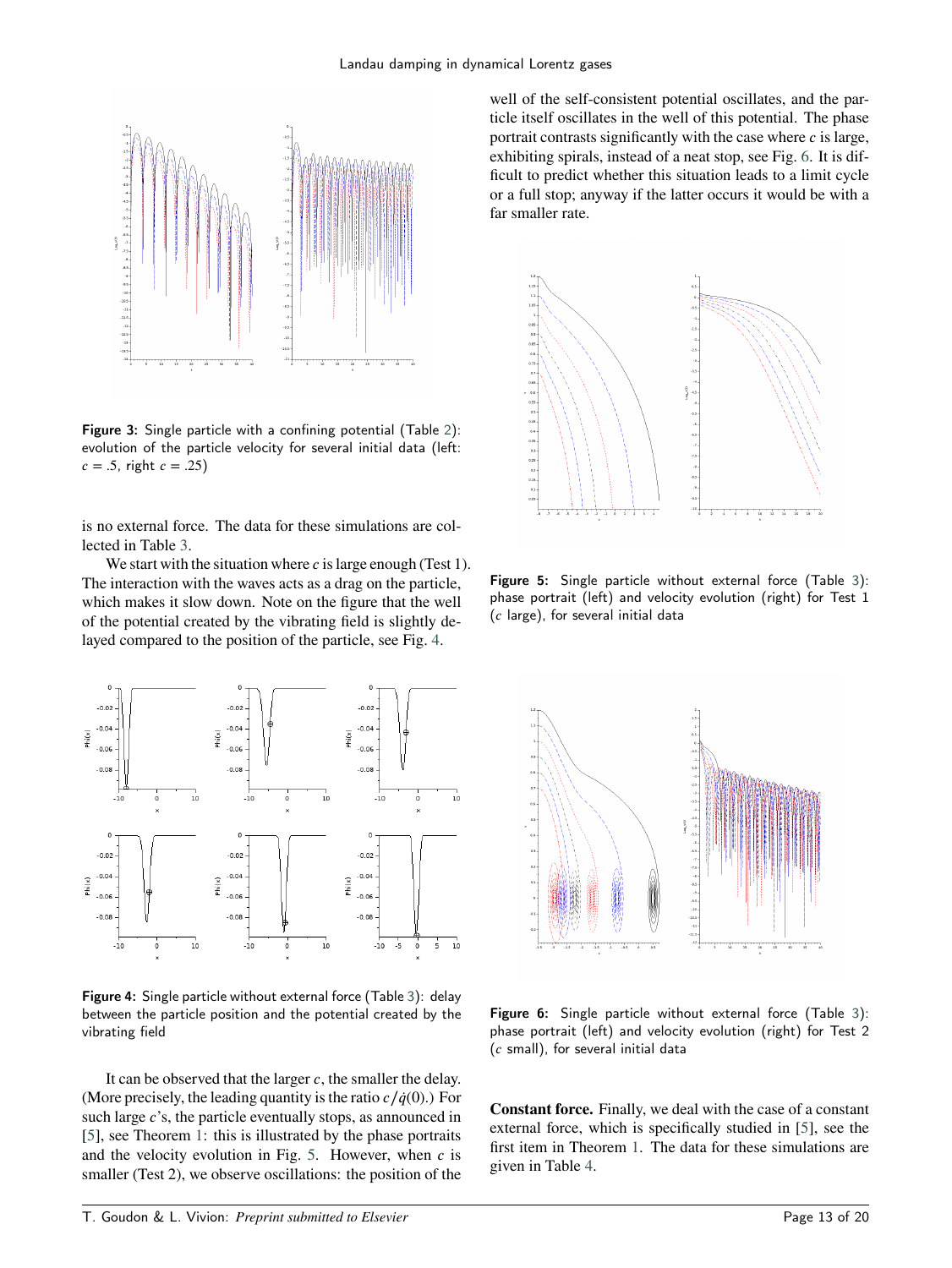**Figure 3:** Single particle with a confining potential (Table 2): evolution of the particle velocity for several initial data (left: $c = .5$, right $c = .25$)

is no external force. The data for these simulations are collected in Table 3.

We start with the situation where $c$ is large enough (Test 1). The interaction with the waves acts as a drag on the particle, which makes it slow down. Note on the figure that the well of the potential created by the vibrating field is slightly delayed compared to the position of the particle, see Fig. 4.

**Figure 4:** Single particle without external force (Table 3): delay between the particle position and the potential created by the vibrating field

It can be observed that the larger $c$, the smaller the delay. (More precisely, the leading quantity is the ratio $c/\dot{q}(0)$.) For such large $c$'s, the particle eventually stops, as announced in [5], see Theorem 1: this is illustrated by the phase portraits and the velocity evolution in Fig. 5. However, when $c$ is smaller (Test 2), we observe oscillations: the position of the well of the self-consistent potential oscillates, and the particle itself oscillates in the well of this potential. The phase portrait contrasts significantly with the case where $c$ is large, exhibiting spirals, instead of a neat stop, see Fig. 6. It is difficult to predict whether this situation leads to a limit cycle or a full stop; anyway if the latter occurs it would be with a far smaller rate.

**Figure 5:** Single particle without external force (Table 3): phase portrait (left) and velocity evolution (right) for Test 1 ($c$ large), for several initial data

**Figure 6:** Single particle without external force (Table 3): phase portrait (left) and velocity evolution (right) for Test 2 ($c$ small), for several initial data

**Constant force.** Finally, we deal with the case of a constant external force, which is specifically studied in [5], see the first item in Theorem 1. The data for these simulations are given in Table 4.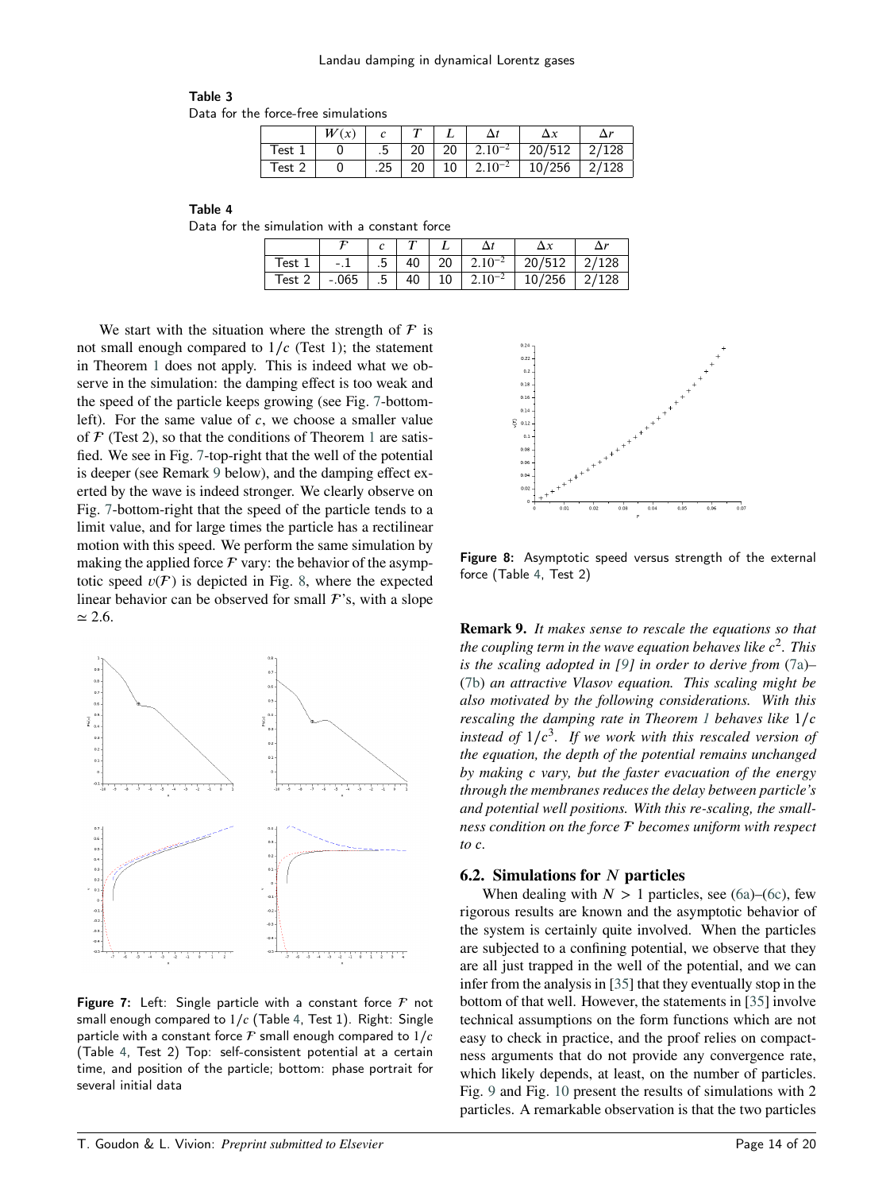**Table 3**
Data for the force-free simulations

| | $W(x)$ | $c$ | $T$ | $L$ | $\Delta t$ | $\Delta x$ | $\Delta r$ |
|---|---|---|---|---|---|---|---|
| Test 1 | 0 | .5 | 20 | 20 | $2.10^{-2}$ | 20/512 | 2/128 |
| Test 2 | 0 | .25 | 20 | 10 | $2.10^{-2}$ | 10/256 | 2/128 |

**Table 4**
Data for the simulation with a constant force

| | $\mathcal{F}$ | $c$ | $T$ | $L$ | $\Delta t$ | $\Delta x$ | $\Delta r$ |
|---|---|---|---|---|---|---|---|
| Test 1 | -.1 | .5 | 40 | 20 | $2.10^{-2}$ | 20/512 | 2/128 |
| Test 2 | -.065 | .5 | 40 | 10 | $2.10^{-2}$ | 10/256 | 2/128 |

We start with the situation where the strength of $\mathcal{F}$ is not small enough compared to $1/c$ (Test 1); the statement in Theorem 1 does not apply. This is indeed what we observe in the simulation: the damping effect is too weak and the speed of the particle keeps growing (see Fig. 7-bottom-left). For the same value of $c$, we choose a smaller value of $\mathcal{F}$ (Test 2), so that the conditions of Theorem 1 are satisfied. We see in Fig. 7-top-right that the well of the potential is deeper (see Remark 9 below), and the damping effect exerted by the wave is indeed stronger. We clearly observe on Fig. 7-bottom-right that the speed of the particle tends to a limit value, and for large times the particle has a rectilinear motion with this speed. We perform the same simulation by making the applied force $\mathcal{F}$ vary: the behavior of the asymptotic speed $v(\mathcal{F})$ is depicted in Fig. 8, where the expected linear behavior can be observed for small $\mathcal{F}$'s, with a slope $\simeq 2.6$.

**Figure 7:** Left: Single particle with a constant force $\mathcal{F}$ not small enough compared to $1/c$ (Table 4, Test 1). Right: Single particle with a constant force $\mathcal{F}$ small enough compared to $1/c$ (Table 4, Test 2) Top: self-consistent potential at a certain time, and position of the particle; bottom: phase portrait for several initial data

**Figure 8:** Asymptotic speed versus strength of the external force (Table 4, Test 2)

**Remark 9.** *It makes sense to rescale the equations so that the coupling term in the wave equation behaves like $c^2$. This is the scaling adopted in [9] in order to derive from (7a)–(7b) an attractive Vlasov equation. This scaling might be also motivated by the following considerations. With this rescaling the damping rate in Theorem 1 behaves like $1/c$ instead of $1/c^3$. If we work with this rescaled version of the equation, the depth of the potential remains unchanged by making $c$ vary, but the faster evacuation of the energy through the membranes reduces the delay between particle's and potential well positions. With this re-scaling, the smallness condition on the force $\mathcal{F}$ becomes uniform with respect to $c$.*

### 6.2. Simulations for $N$ particles

When dealing with $N > 1$ particles, see (6a)–(6c), few rigorous results are known and the asymptotic behavior of the system is certainly quite involved. When the particles are subjected to a confining potential, we observe that they are all just trapped in the well of the potential, and we can infer from the analysis in [35] that they eventually stop in the bottom of that well. However, the statements in [35] involve technical assumptions on the form functions which are not easy to check in practice, and the proof relies on compactness arguments that do not provide any convergence rate, which likely depends, at least, on the number of particles. Fig. 9 and Fig. 10 present the results of simulations with 2 particles. A remarkable observation is that the two particles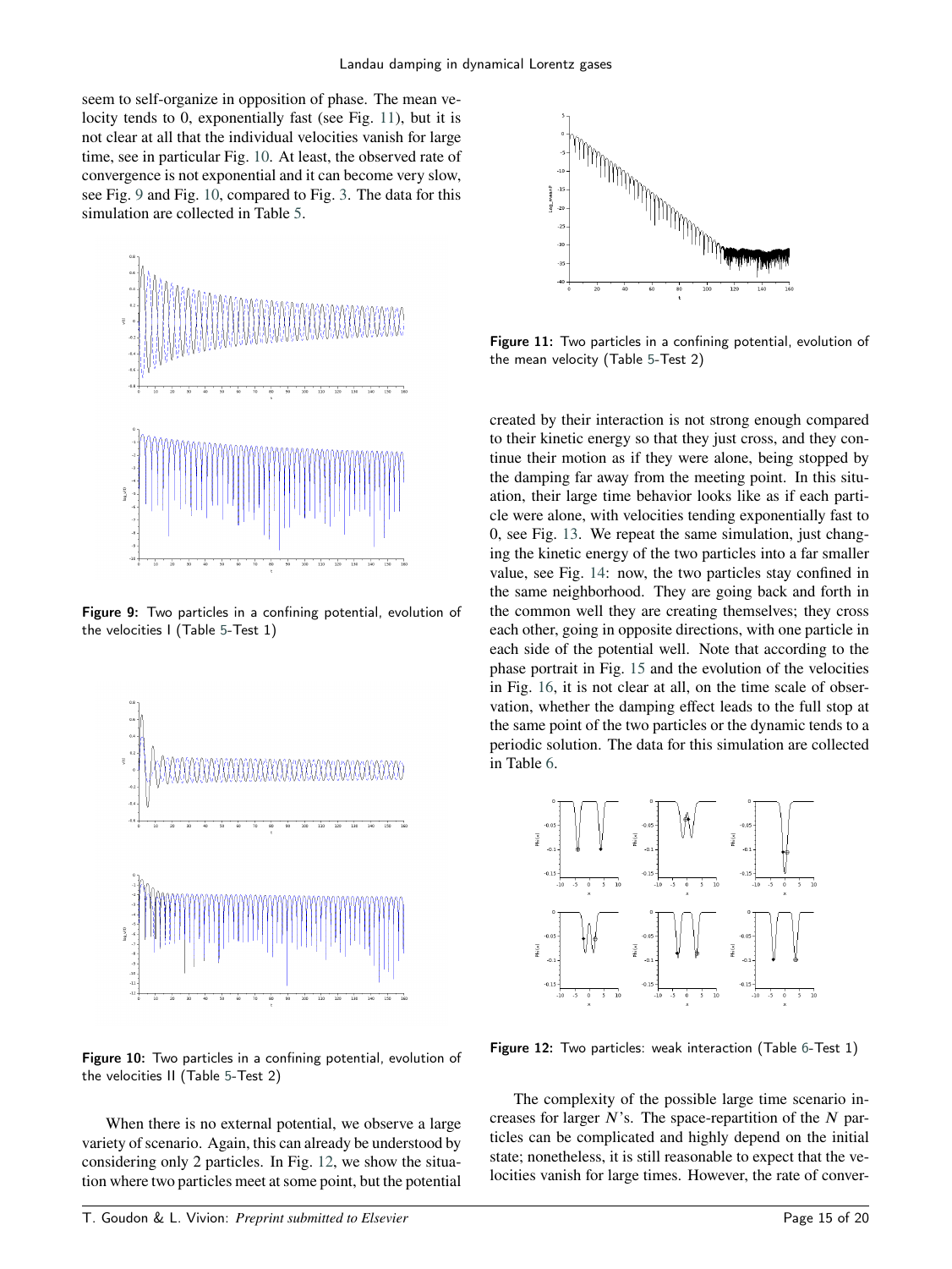seem to self-organize in opposition of phase. The mean velocity tends to 0, exponentially fast (see Fig. 11), but it is not clear at all that the individual velocities vanish for large time, see in particular Fig. 10. At least, the observed rate of convergence is not exponential and it can become very slow, see Fig. 9 and Fig. 10, compared to Fig. 3. The data for this simulation are collected in Table 5.

**Figure 9:** Two particles in a confining potential, evolution of the velocities I (Table 5-Test 1)

**Figure 10:** Two particles in a confining potential, evolution of the velocities II (Table 5-Test 2)

When there is no external potential, we observe a large variety of scenario. Again, this can already be understood by considering only 2 particles. In Fig. 12, we show the situation where two particles meet at some point, but the potential created by their interaction is not strong enough compared to their kinetic energy so that they just cross, and they continue their motion as if they were alone, being stopped by the damping far away from the meeting point. In this situation, their large time behavior looks like as if each particle were alone, with velocities tending exponentially fast to 0, see Fig. 13. We repeat the same simulation, just changing the kinetic energy of the two particles into a far smaller value, see Fig. 14: now, the two particles stay confined in the same neighborhood. They are going back and forth in the common well they are creating themselves; they cross each other, going in opposite directions, with one particle in each side of the potential well. Note that according to the phase portrait in Fig. 15 and the evolution of the velocities in Fig. 16, it is not clear at all, on the time scale of observation, whether the damping effect leads to the full stop at the same point of the two particles or the dynamic tends to a periodic solution. The data for this simulation are collected in Table 6.

**Figure 11:** Two particles in a confining potential, evolution of the mean velocity (Table 5-Test 2)

**Figure 12:** Two particles: weak interaction (Table 6-Test 1)

The complexity of the possible large time scenario increases for larger $N$'s. The space-repartition of the $N$ particles can be complicated and highly depend on the initial state; nonetheless, it is still reasonable to expect that the velocities vanish for large times. However, the rate of conver-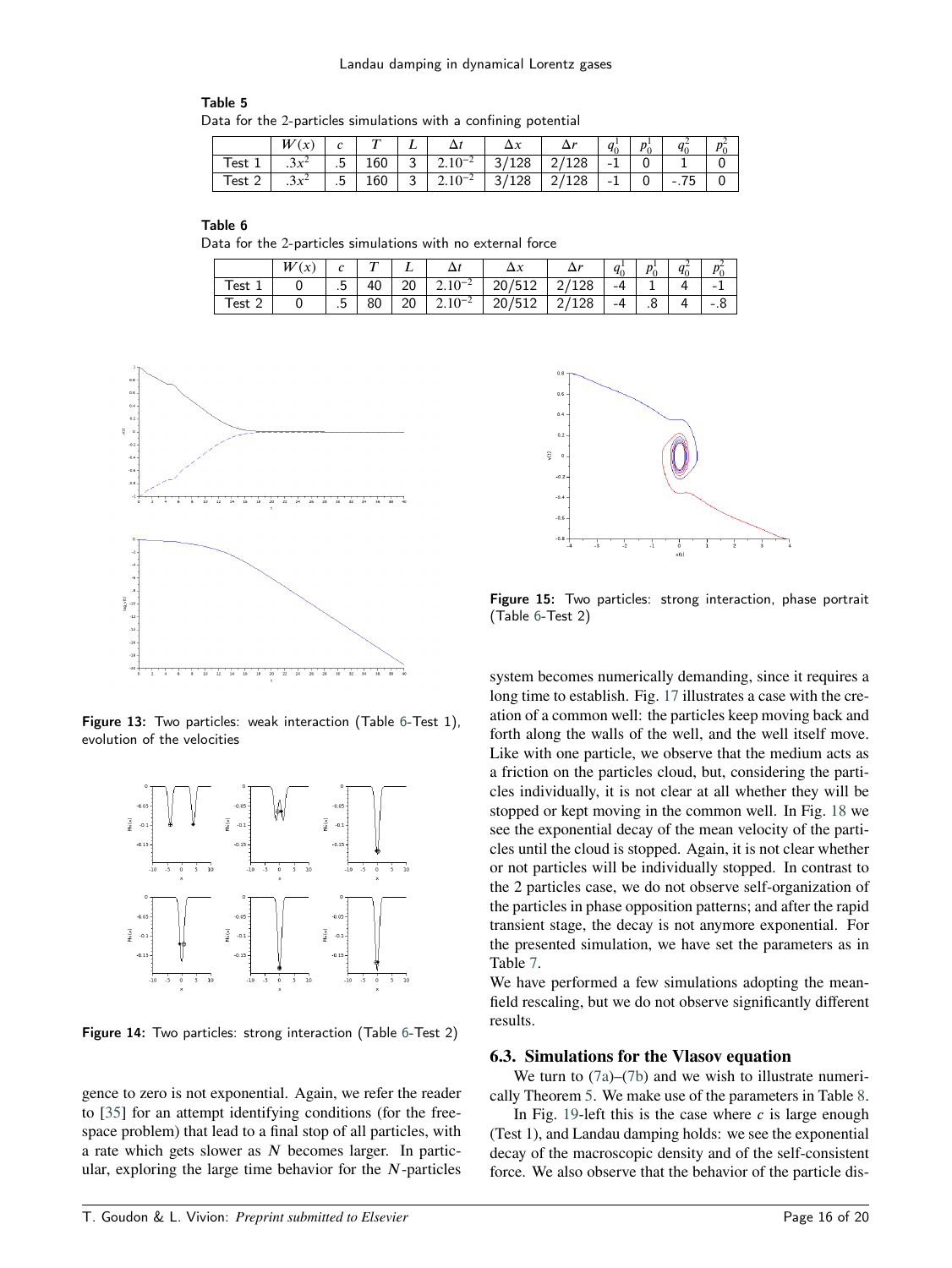**Table 5**
Data for the 2-particles simulations with a confining potential

| | $W(x)$ | $c$ | $T$ | $L$ | $\Delta t$ | $\Delta x$ | $\Delta r$ | $q_0^1$ | $p_0^1$ | $q_0^2$ | $p_0^2$ |
|---|---|---|---|---|---|---|---|---|---|---|---|
| Test 1 | $.3x^2$ | .5 | 160 | 3 | $2.10^{-2}$ | 3/128 | 2/128 | -1 | 0 | 1 | 0 |
| Test 2 | $.3x^2$ | .5 | 160 | 3 | $2.10^{-2}$ | 3/128 | 2/128 | -1 | 0 | -.75 | 0 |

**Table 6**
Data for the 2-particles simulations with no external force

| | $W(x)$ | $c$ | $T$ | $L$ | $\Delta t$ | $\Delta x$ | $\Delta r$ | $q_0^1$ | $p_0^1$ | $q_0^2$ | $p_0^2$ |
|---|---|---|---|---|---|---|---|---|---|---|---|
| Test 1 | 0 | .5 | 40 | 20 | $2.10^{-2}$ | 20/512 | 2/128 | -4 | 1 | 4 | -1 |
| Test 2 | 0 | .5 | 80 | 20 | $2.10^{-2}$ | 20/512 | 2/128 | -4 | .8 | 4 | -.8 |

**Figure 13:** Two particles: weak interaction (Table 6-Test 1), evolution of the velocities

**Figure 14:** Two particles: strong interaction (Table 6-Test 2)

**Figure 15:** Two particles: strong interaction, phase portrait (Table 6-Test 2)

gence to zero is not exponential. Again, we refer the reader to [35] for an attempt identifying conditions (for the free-space problem) that lead to a final stop of all particles, with a rate which gets slower as $N$ becomes larger. In particular, exploring the large time behavior for the $N$-particles system becomes numerically demanding, since it requires a long time to establish. Fig. 17 illustrates a case with the creation of a common well: the particles keep moving back and forth along the walls of the well, and the well itself move. Like with one particle, we observe that the medium acts as a friction on the particles cloud, but, considering the particles individually, it is not clear at all whether they will be stopped or kept moving in the common well. In Fig. 18 we see the exponential decay of the mean velocity of the particles until the cloud is stopped. Again, it is not clear whether or not particles will be individually stopped. In contrast to the 2 particles case, we do not observe self-organization of the particles in phase opposition patterns; and after the rapid transient stage, the decay is not anymore exponential. For the presented simulation, we have set the parameters as in Table 7.

We have performed a few simulations adopting the mean-field rescaling, but we do not observe significantly different results.

### 6.3. Simulations for the Vlasov equation

We turn to (7a)–(7b) and we wish to illustrate numerically Theorem 5. We make use of the parameters in Table 8.

In Fig. 19-left this is the case where $c$ is large enough (Test 1), and Landau damping holds: we see the exponential decay of the macroscopic density and of the self-consistent force. We also observe that the behavior of the particle dis-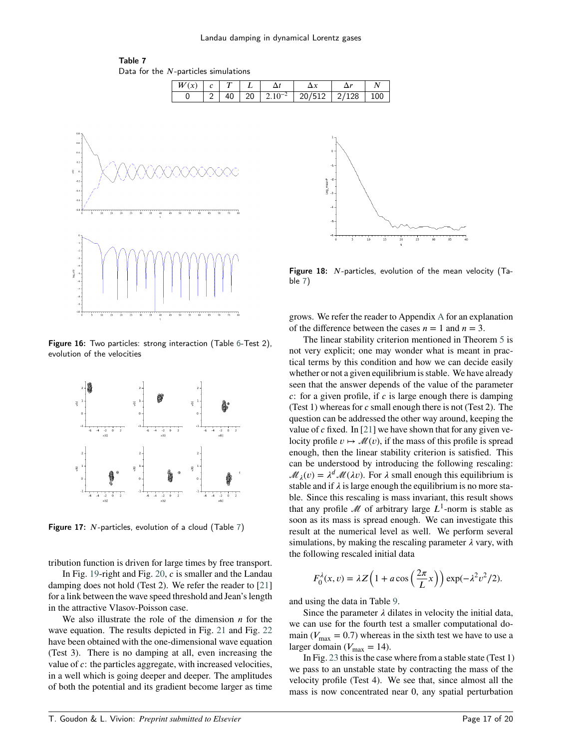**Table 7**
Data for the $N$-particles simulations

| $W(x)$ | $c$ | $T$ | $L$ | $\Delta t$ | $\Delta x$ | $\Delta r$ | $N$ |
|---|---|---|---|---|---|---|---|
| 0 | 2 | 40 | 20 | $2.10^{-2}$ | 20/512 | 2/128 | 100 |

**Figure 16:** Two particles: strong interaction (Table 6-Test 2), evolution of the velocities

**Figure 17:** $N$-particles, evolution of a cloud (Table 7)

**Figure 18:** $N$-particles, evolution of the mean velocity (Table 7)

tribution function is driven for large times by free transport.

In Fig. 19-right and Fig. 20, $c$ is smaller and the Landau damping does not hold (Test 2). We refer the reader to [21] for a link between the wave speed threshold and Jean's length in the attractive Vlasov-Poisson case.

We also illustrate the role of the dimension $n$ for the wave equation. The results depicted in Fig. 21 and Fig. 22 have been obtained with the one-dimensional wave equation (Test 3). There is no damping at all, even increasing the value of $c$: the particles aggregate, with increased velocities, in a well which is going deeper and deeper. The amplitudes of both the potential and its gradient become larger as time grows. We refer the reader to Appendix A for an explanation of the difference between the cases $n = 1$ and $n = 3$.

The linear stability criterion mentioned in Theorem 5 is not very explicit; one may wonder what is meant in practical terms by this condition and how we can decide easily whether or not a given equilibrium is stable. We have already seen that the answer depends of the value of the parameter $c$: for a given profile, if $c$ is large enough there is damping (Test 1) whereas for $c$ small enough there is not (Test 2). The question can be addressed the other way around, keeping the value of $c$ fixed. In [21] we have shown that for any given velocity profile $v \mapsto \mathscr{M}(v)$, if the mass of this profile is spread enough, then the linear stability criterion is satisfied. This can be understood by introducing the following rescaling: $\mathscr{M}_\lambda(v) = \lambda^d \mathscr{M}(\lambda v)$. For $\lambda$ small enough this equilibrium is stable and if $\lambda$ is large enough the equilibrium is no more stable. Since this rescaling is mass invariant, this result shows that any profile $\mathscr{M}$ of arbitrary large $L^1$-norm is stable as soon as its mass is spread enough. We can investigate this result at the numerical level as well. We perform several simulations, by making the rescaling parameter $\lambda$ vary, with the following rescaled initial data

$$F_0^\lambda(x, v) = \lambda Z\left(1 + a\cos\left(\frac{2\pi}{L}x\right)\right)\exp(-\lambda^2 v^2/2).$$

and using the data in Table 9.

Since the parameter $\lambda$ dilates in velocity the initial data, we can use for the fourth test a smaller computational domain ($V_{\max} = 0.7$) whereas in the sixth test we have to use a larger domain ($V_{\max} = 14$).

In Fig. 23 this is the case where from a stable state (Test 1) we pass to an unstable state by contracting the mass of the velocity profile (Test 4). We see that, since almost all the mass is now concentrated near 0, any spatial perturbation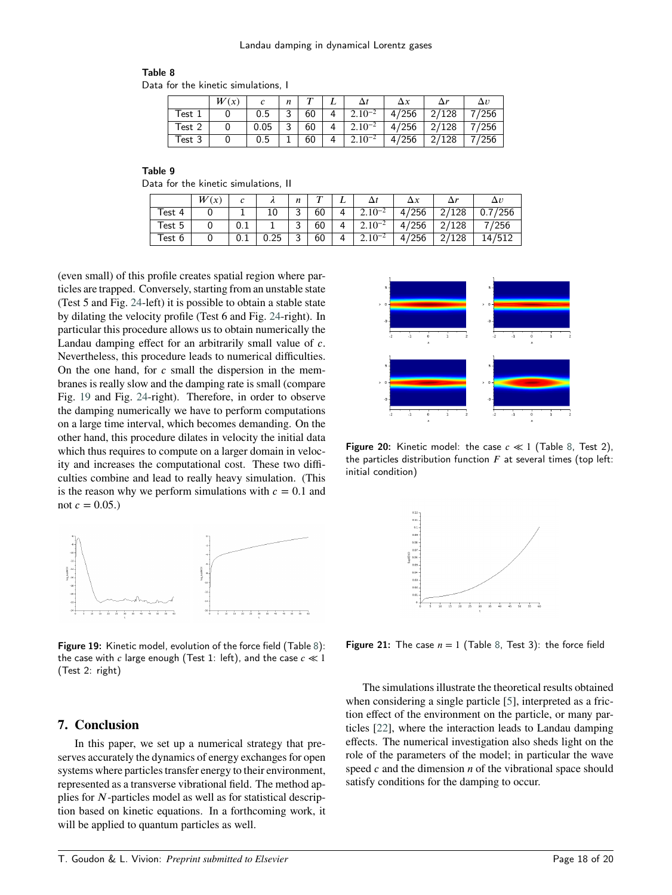**Table 8**
Data for the kinetic simulations, I

| | $W(x)$ | $c$ | $n$ | $T$ | $L$ | $\Delta t$ | $\Delta x$ | $\Delta r$ | $\Delta v$ |
|---|---|---|---|---|---|---|---|---|---|
| Test 1 | 0 | 0.5 | 3 | 60 | 4 | $2.10^{-2}$ | 4/256 | 2/128 | 7/256 |
| Test 2 | 0 | 0.05 | 3 | 60 | 4 | $2.10^{-2}$ | 4/256 | 2/128 | 7/256 |
| Test 3 | 0 | 0.5 | 1 | 60 | 4 | $2.10^{-2}$ | 4/256 | 2/128 | 7/256 |

**Table 9**
Data for the kinetic simulations, II

| | $W(x)$ | $c$ | $\lambda$ | $n$ | $T$ | $L$ | $\Delta t$ | $\Delta x$ | $\Delta r$ | $\Delta v$ |
|---|---|---|---|---|---|---|---|---|---|---|
| Test 4 | 0 | 1 | 10 | 3 | 60 | 4 | $2.10^{-2}$ | 4/256 | 2/128 | 0.7/256 |
| Test 5 | 0 | 0.1 | 1 | 3 | 60 | 4 | $2.10^{-2}$ | 4/256 | 2/128 | 7/256 |
| Test 6 | 0 | 0.1 | 0.25 | 3 | 60 | 4 | $2.10^{-2}$ | 4/256 | 2/128 | 14/512 |

(even small) of this profile creates spatial region where particles are trapped. Conversely, starting from an unstable state (Test 5 and Fig. 24-left) it is possible to obtain a stable state by dilating the velocity profile (Test 6 and Fig. 24-right). In particular this procedure allows us to obtain numerically the Landau damping effect for an arbitrarily small value of $c$. Nevertheless, this procedure leads to numerical difficulties. On the one hand, for $c$ small the dispersion in the membranes is really slow and the damping rate is small (compare Fig. 19 and Fig. 24-right). Therefore, in order to observe the damping numerically we have to perform computations on a large time interval, which becomes demanding. On the other hand, this procedure dilates in velocity the initial data which thus requires to compute on a larger domain in velocity and increases the computational cost. These two difficulties combine and lead to really heavy simulation. (This is the reason why we perform simulations with $c = 0.1$ and not $c = 0.05$.)

Figure 19: Kinetic model, evolution of the force field (Table 8): the case with $c$ large enough (Test 1: left), and the case $c \ll 1$ (Test 2: right)

Figure 20: Kinetic model: the case $c \ll 1$ (Table 8, Test 2), the particles distribution function $F$ at several times (top left: initial condition)

Figure 21: The case $n = 1$ (Table 8, Test 3): the force field

## 7. Conclusion

In this paper, we set up a numerical strategy that preserves accurately the dynamics of energy exchanges for open systems where particles transfer energy to their environment, represented as a transverse vibrational field. The method applies for $N$-particles model as well as for statistical description based on kinetic equations. In a forthcoming work, it will be applied to quantum particles as well.

The simulations illustrate the theoretical results obtained when considering a single particle [5], interpreted as a friction effect of the environment on the particle, or many particles [22], where the interaction leads to Landau damping effects. The numerical investigation also sheds light on the role of the parameters of the model; in particular the wave speed $c$ and the dimension $n$ of the vibrational space should satisfy conditions for the damping to occur.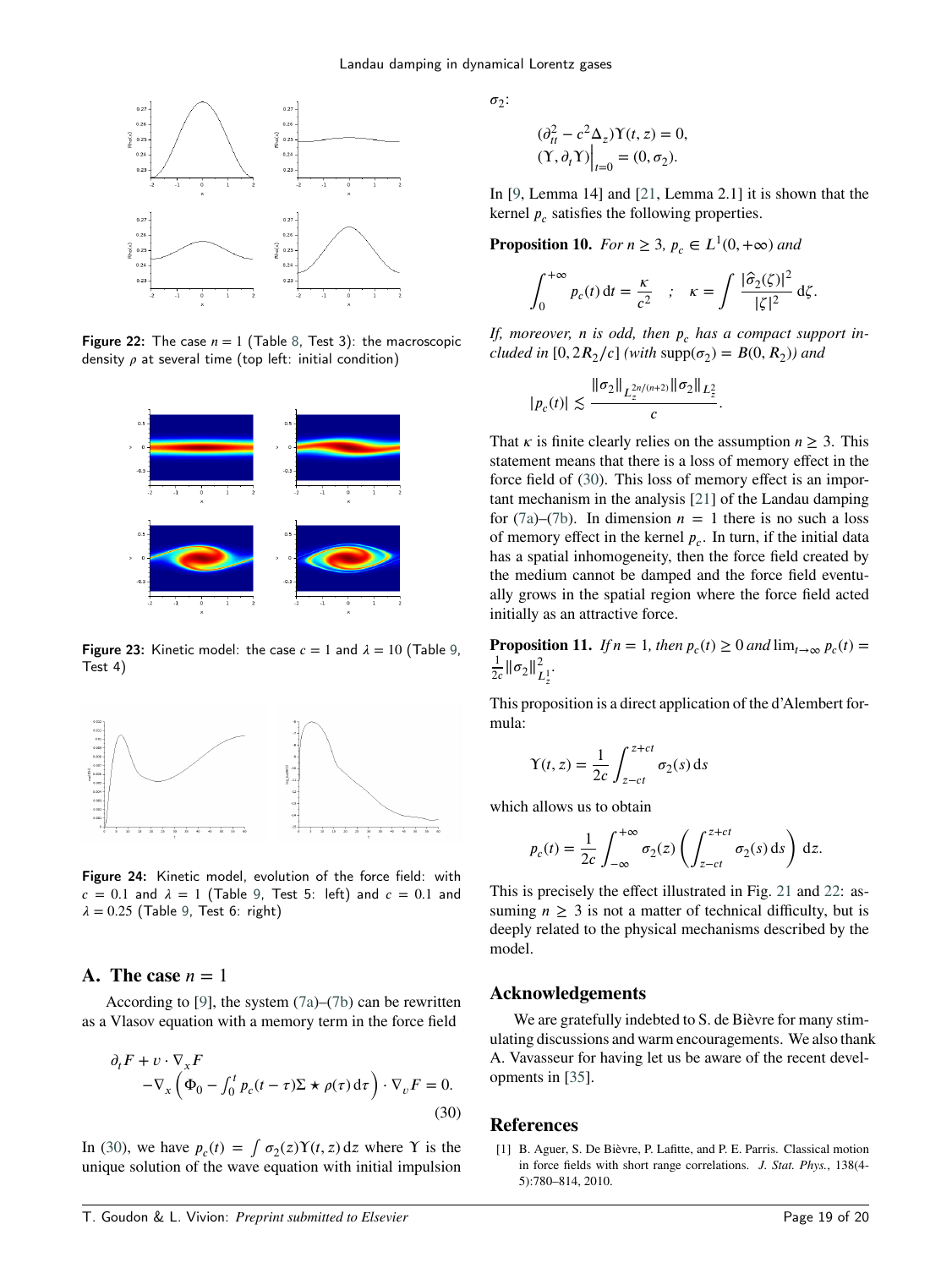Figure 22: The case $n = 1$ (Table 8, Test 3): the macroscopic density $\rho$ at several time (top left: initial condition)

Figure 23: Kinetic model: the case $c = 1$ and $\lambda = 10$ (Table 9, Test 4)

Figure 24: Kinetic model, evolution of the force field: with $c = 0.1$ and $\lambda = 1$ (Table 9, Test 5: left) and $c = 0.1$ and $\lambda = 0.25$ (Table 9, Test 6: right)

## A. The case $n = 1$

According to [9], the system (7a)–(7b) can be rewritten as a Vlasov equation with a memory term in the force field

$$\partial_t F + v \cdot \nabla_x F \\ -\nabla_x \left( \Phi_0 - \int_0^t p_c(t-\tau)\Sigma \star \rho(\tau)\,\mathrm{d}\tau \right) \cdot \nabla_v F = 0. \tag{30}$$

In (30), we have $p_c(t) = \int \sigma_2(z)\Upsilon(t,z)\,\mathrm{d}z$ where $\Upsilon$ is the unique solution of the wave equation with initial impulsion $\sigma_2$:

$$(\partial_{tt}^2 - c^2\Delta_z)\Upsilon(t,z) = 0,$$
$$(\Upsilon, \partial_t \Upsilon)\Big|_{t=0} = (0, \sigma_2).$$

In [9, Lemma 14] and [21, Lemma 2.1] it is shown that the kernel $p_c$ satisfies the following properties.

**Proposition 10.** *For $n \geq 3$, $p_c \in L^1(0,+\infty)$ and*

$$\int_0^{+\infty} p_c(t)\,\mathrm{d}t = \frac{\kappa}{c^2} \quad ; \quad \kappa = \int \frac{|\widehat{\sigma}_2(\zeta)|^2}{|\zeta|^2}\,\mathrm{d}\zeta.$$

*If, moreover, $n$ is odd, then $p_c$ has a compact support included in $[0, 2R_2/c]$ (with $\text{supp}(\sigma_2) = B(0,R_2)$) and*

$$|p_c(t)| \lesssim \frac{\|\sigma_2\|_{L_z^{2n/(n+2)}} \|\sigma_2\|_{L_z^2}}{c}.$$

That $\kappa$ is finite clearly relies on the assumption $n \geq 3$. This statement means that there is a loss of memory effect in the force field of (30). This loss of memory effect is an important mechanism in the analysis [21] of the Landau damping for (7a)–(7b). In dimension $n = 1$ there is no such a loss of memory effect in the kernel $p_c$. In turn, if the initial data has a spatial inhomogeneity, then the force field created by the medium cannot be damped and the force field eventually grows in the spatial region where the force field acted initially as an attractive force.

**Proposition 11.** *If $n = 1$, then $p_c(t) \geq 0$ and $\lim_{t\to\infty} p_c(t) = \frac{1}{2c}\|\sigma_2\|_{L_z^1}^2$.*

This proposition is a direct application of the d'Alembert formula:

$$\Upsilon(t,z) = \frac{1}{2c}\int_{z-ct}^{z+ct} \sigma_2(s)\,\mathrm{d}s$$

which allows us to obtain

$$p_c(t) = \frac{1}{2c}\int_{-\infty}^{+\infty} \sigma_2(z)\left(\int_{z-ct}^{z+ct} \sigma_2(s)\,\mathrm{d}s\right)\mathrm{d}z.$$

This is precisely the effect illustrated in Fig. 21 and 22: assuming $n \geq 3$ is not a matter of technical difficulty, but is deeply related to the physical mechanisms described by the model.

## Acknowledgements

We are gratefully indebted to S. de Bièvre for many stimulating discussions and warm encouragements. We also thank A. Vavasseur for having let us be aware of the recent developments in [35].

## References

[1] B. Aguer, S. De Bièvre, P. Lafitte, and P. E. Parris. Classical motion in force fields with short range correlations. *J. Stat. Phys.*, 138(4-5):780–814, 2010.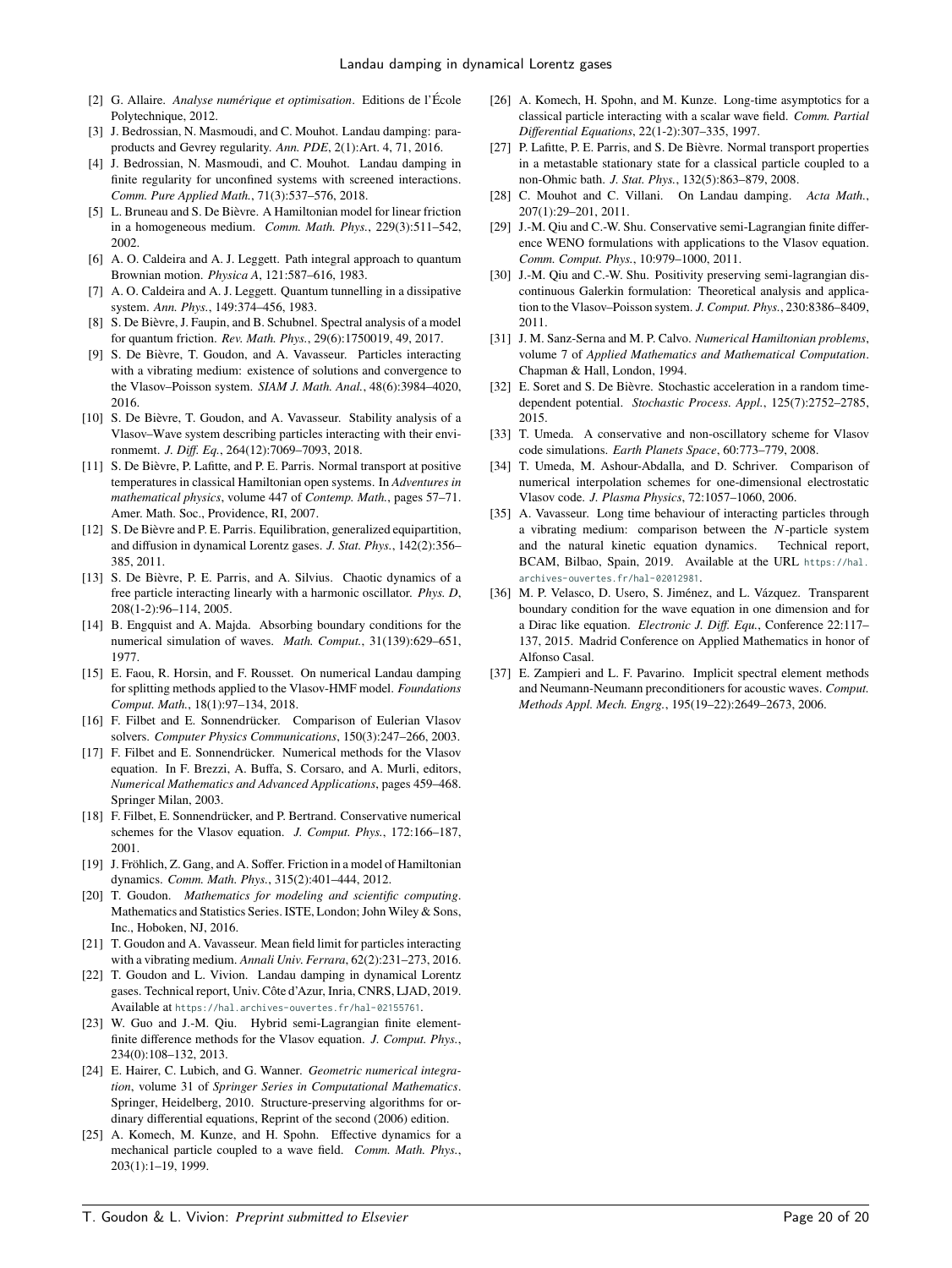[2] G. Allaire. *Analyse numérique et optimisation*. Editions de l'École Polytechnique, 2012.

[3] J. Bedrossian, N. Masmoudi, and C. Mouhot. Landau damping: paraproducts and Gevrey regularity. *Ann. PDE*, 2(1):Art. 4, 71, 2016.

[4] J. Bedrossian, N. Masmoudi, and C. Mouhot. Landau damping in finite regularity for unconfined systems with screened interactions. *Comm. Pure Applied Math.*, 71(3):537–576, 2018.

[5] L. Bruneau and S. De Bièvre. A Hamiltonian model for linear friction in a homogeneous medium. *Comm. Math. Phys.*, 229(3):511–542, 2002.

[6] A. O. Caldeira and A. J. Leggett. Path integral approach to quantum Brownian motion. *Physica A*, 121:587–616, 1983.

[7] A. O. Caldeira and A. J. Leggett. Quantum tunnelling in a dissipative system. *Ann. Phys.*, 149:374–456, 1983.

[8] S. De Bièvre, J. Faupin, and B. Schubnel. Spectral analysis of a model for quantum friction. *Rev. Math. Phys.*, 29(6):1750019, 49, 2017.

[9] S. De Bièvre, T. Goudon, and A. Vavasseur. Particles interacting with a vibrating medium: existence of solutions and convergence to the Vlasov–Poisson system. *SIAM J. Math. Anal.*, 48(6):3984–4020, 2016.

[10] S. De Bièvre, T. Goudon, and A. Vavasseur. Stability analysis of a Vlasov–Wave system describing particles interacting with their environmemt. *J. Diff. Eq.*, 264(12):7069–7093, 2018.

[11] S. De Bièvre, P. Lafitte, and P. E. Parris. Normal transport at positive temperatures in classical Hamiltonian open systems. In *Adventures in mathematical physics*, volume 447 of *Contemp. Math.*, pages 57–71. Amer. Math. Soc., Providence, RI, 2007.

[12] S. De Bièvre and P. E. Parris. Equilibration, generalized equipartition, and diffusion in dynamical Lorentz gases. *J. Stat. Phys.*, 142(2):356–385, 2011.

[13] S. De Bièvre, P. E. Parris, and A. Silvius. Chaotic dynamics of a free particle interacting linearly with a harmonic oscillator. *Phys. D*, 208(1-2):96–114, 2005.

[14] B. Engquist and A. Majda. Absorbing boundary conditions for the numerical simulation of waves. *Math. Comput.*, 31(139):629–651, 1977.

[15] E. Faou, R. Horsin, and F. Rousset. On numerical Landau damping for splitting methods applied to the Vlasov-HMF model. *Foundations Comput. Math.*, 18(1):97–134, 2018.

[16] F. Filbet and E. Sonnendrücker. Comparison of Eulerian Vlasov solvers. *Computer Physics Communications*, 150(3):247–266, 2003.

[17] F. Filbet and E. Sonnendrücker. Numerical methods for the Vlasov equation. In F. Brezzi, A. Buffa, S. Corsaro, and A. Murli, editors, *Numerical Mathematics and Advanced Applications*, pages 459–468. Springer Milan, 2003.

[18] F. Filbet, E. Sonnendrücker, and P. Bertrand. Conservative numerical schemes for the Vlasov equation. *J. Comput. Phys.*, 172:166–187, 2001.

[19] J. Fröhlich, Z. Gang, and A. Soffer. Friction in a model of Hamiltonian dynamics. *Comm. Math. Phys.*, 315(2):401–444, 2012.

[20] T. Goudon. *Mathematics for modeling and scientific computing*. Mathematics and Statistics Series. ISTE, London; John Wiley & Sons, Inc., Hoboken, NJ, 2016.

[21] T. Goudon and A. Vavasseur. Mean field limit for particles interacting with a vibrating medium. *Annali Univ. Ferrara*, 62(2):231–273, 2016.

[22] T. Goudon and L. Vivion. Landau damping in dynamical Lorentz gases. Technical report, Univ. Côte d'Azur, Inria, CNRS, LJAD, 2019. Available at https://hal.archives-ouvertes.fr/hal-02155761.

[23] W. Guo and J.-M. Qiu. Hybrid semi-Lagrangian finite element-finite difference methods for the Vlasov equation. *J. Comput. Phys.*, 234(0):108–132, 2013.

[24] E. Hairer, C. Lubich, and G. Wanner. *Geometric numerical integration*, volume 31 of *Springer Series in Computational Mathematics*. Springer, Heidelberg, 2010. Structure-preserving algorithms for ordinary differential equations, Reprint of the second (2006) edition.

[25] A. Komech, M. Kunze, and H. Spohn. Effective dynamics for a mechanical particle coupled to a wave field. *Comm. Math. Phys.*, 203(1):1–19, 1999.

[26] A. Komech, H. Spohn, and M. Kunze. Long-time asymptotics for a classical particle interacting with a scalar wave field. *Comm. Partial Differential Equations*, 22(1-2):307–335, 1997.

[27] P. Lafitte, P. E. Parris, and S. De Bièvre. Normal transport properties in a metastable stationary state for a classical particle coupled to a non-Ohmic bath. *J. Stat. Phys.*, 132(5):863–879, 2008.

[28] C. Mouhot and C. Villani. On Landau damping. *Acta Math.*, 207(1):29–201, 2011.

[29] J.-M. Qiu and C.-W. Shu. Conservative semi-Lagrangian finite difference WENO formulations with applications to the Vlasov equation. *Comm. Comput. Phys.*, 10:979–1000, 2011.

[30] J.-M. Qiu and C.-W. Shu. Positivity preserving semi-lagrangian discontinuous Galerkin formulation: Theoretical analysis and application to the Vlasov–Poisson system. *J. Comput. Phys.*, 230:8386–8409, 2011.

[31] J. M. Sanz-Serna and M. P. Calvo. *Numerical Hamiltonian problems*, volume 7 of *Applied Mathematics and Mathematical Computation*. Chapman & Hall, London, 1994.

[32] E. Soret and S. De Bièvre. Stochastic acceleration in a random time-dependent potential. *Stochastic Process. Appl.*, 125(7):2752–2785, 2015.

[33] T. Umeda. A conservative and non-oscillatory scheme for Vlasov code simulations. *Earth Planets Space*, 60:773–779, 2008.

[34] T. Umeda, M. Ashour-Abdalla, and D. Schriver. Comparison of numerical interpolation schemes for one-dimensional electrostatic Vlasov code. *J. Plasma Physics*, 72:1057–1060, 2006.

[35] A. Vavasseur. Long time behaviour of interacting particles through a vibrating medium: comparison between the $N$-particle system and the natural kinetic equation dynamics. Technical report, BCAM, Bilbao, Spain, 2019. Available at the URL https://hal.archives-ouvertes.fr/hal-02012981.

[36] M. P. Velasco, D. Usero, S. Jiménez, and L. Vázquez. Transparent boundary condition for the wave equation in one dimension and for a Dirac like equation. *Electronic J. Diff. Equ.*, Conference 22:117–137, 2015. Madrid Conference on Applied Mathematics in honor of Alfonso Casal.

[37] E. Zampieri and L. F. Pavarino. Implicit spectral element methods and Neumann-Neumann preconditioners for acoustic waves. *Comput. Methods Appl. Mech. Engrg.*, 195(19–22):2649–2673, 2006.